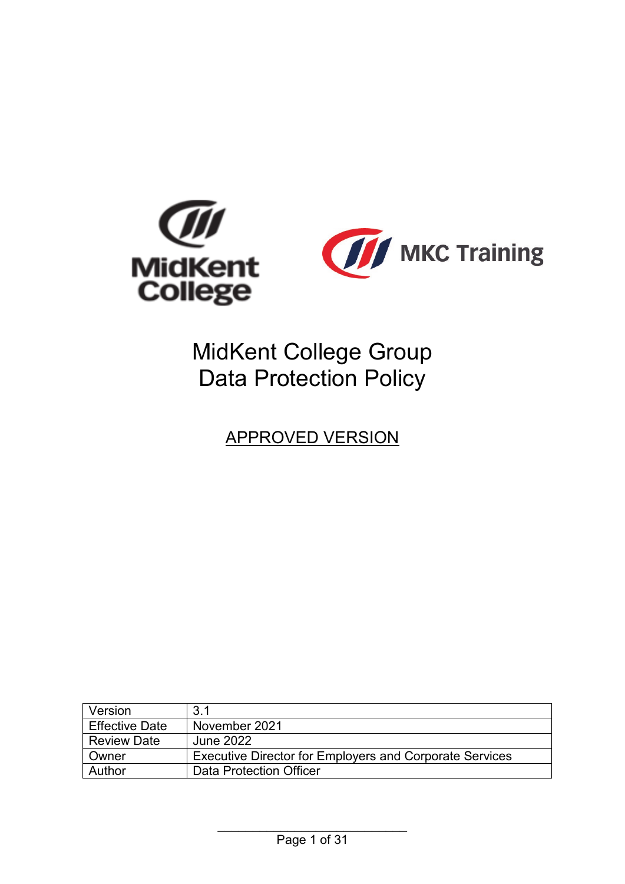MidKent College

MKC Training

# MidKent College Group Data Protection Policy

APPROVED VERSION

| Version | 3.1 |
|---|---|
| Effective Date | November 2021 |
| Review Date | June 2022 |
| Owner | Executive Director for Employers and Corporate Services |
| Author | Data Protection Officer |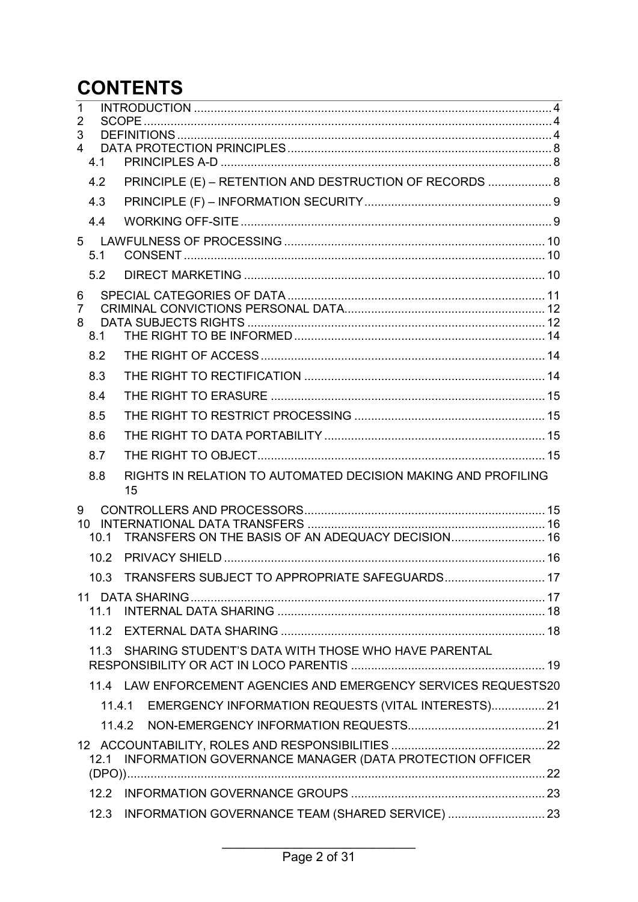# CONTENTS

1 INTRODUCTION ... 4
2 SCOPE ... 4
3 DEFINITIONS ... 4
4 DATA PROTECTION PRINCIPLES ... 8
  4.1 PRINCIPLES A-D ... 8
  4.2 PRINCIPLE (E) – RETENTION AND DESTRUCTION OF RECORDS ... 8
  4.3 PRINCIPLE (F) – INFORMATION SECURITY ... 9
  4.4 WORKING OFF-SITE ... 9
5 LAWFULNESS OF PROCESSING ... 10
  5.1 CONSENT ... 10
  5.2 DIRECT MARKETING ... 10
6 SPECIAL CATEGORIES OF DATA ... 11
7 CRIMINAL CONVICTIONS PERSONAL DATA ... 12
8 DATA SUBJECTS RIGHTS ... 12
  8.1 THE RIGHT TO BE INFORMED ... 14
  8.2 THE RIGHT OF ACCESS ... 14
  8.3 THE RIGHT TO RECTIFICATION ... 14
  8.4 THE RIGHT TO ERASURE ... 15
  8.5 THE RIGHT TO RESTRICT PROCESSING ... 15
  8.6 THE RIGHT TO DATA PORTABILITY ... 15
  8.7 THE RIGHT TO OBJECT ... 15
  8.8 RIGHTS IN RELATION TO AUTOMATED DECISION MAKING AND PROFILING 15
9 CONTROLLERS AND PROCESSORS ... 15
10 INTERNATIONAL DATA TRANSFERS ... 16
  10.1 TRANSFERS ON THE BASIS OF AN ADEQUACY DECISION ... 16
  10.2 PRIVACY SHIELD ... 16
  10.3 TRANSFERS SUBJECT TO APPROPRIATE SAFEGUARDS ... 17
11 DATA SHARING ... 17
  11.1 INTERNAL DATA SHARING ... 18
  11.2 EXTERNAL DATA SHARING ... 18
  11.3 SHARING STUDENT'S DATA WITH THOSE WHO HAVE PARENTAL RESPONSIBILITY OR ACT IN LOCO PARENTIS ... 19
  11.4 LAW ENFORCEMENT AGENCIES AND EMERGENCY SERVICES REQUESTS 20
    11.4.1 EMERGENCY INFORMATION REQUESTS (VITAL INTERESTS) ... 21
    11.4.2 NON-EMERGENCY INFORMATION REQUESTS ... 21
12 ACCOUNTABILITY, ROLES AND RESPONSIBILITIES ... 22
  12.1 INFORMATION GOVERNANCE MANAGER (DATA PROTECTION OFFICER (DPO)) ... 22
  12.2 INFORMATION GOVERNANCE GROUPS ... 23
  12.3 INFORMATION GOVERNANCE TEAM (SHARED SERVICE) ... 23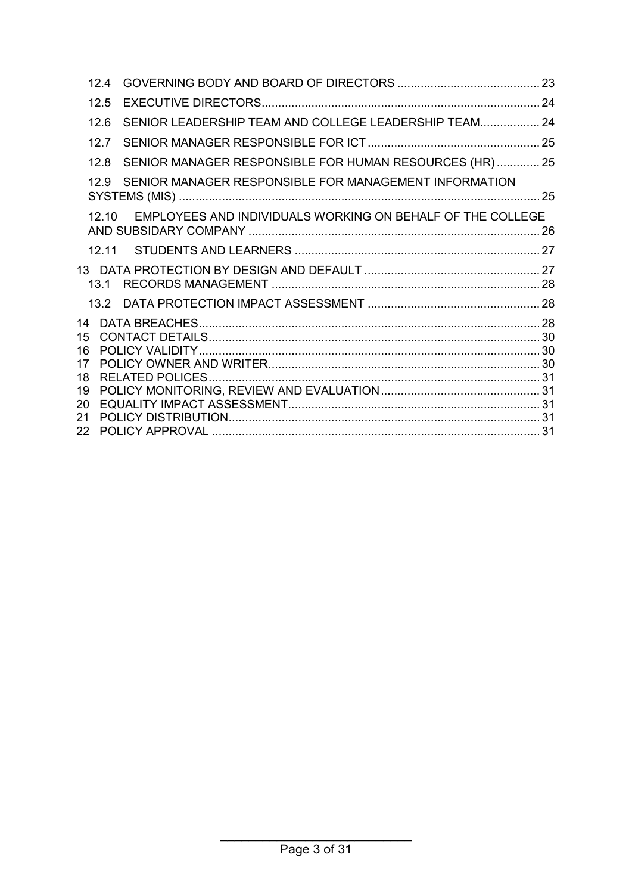- 12.4 GOVERNING BODY AND BOARD OF DIRECTORS ........................................... 23
- 12.5 EXECUTIVE DIRECTORS................................................................................... 24
- 12.6 SENIOR LEADERSHIP TEAM AND COLLEGE LEADERSHIP TEAM.................. 24
- 12.7 SENIOR MANAGER RESPONSIBLE FOR ICT .................................................... 25
- 12.8 SENIOR MANAGER RESPONSIBLE FOR HUMAN RESOURCES (HR) ............. 25
- 12.9 SENIOR MANAGER RESPONSIBLE FOR MANAGEMENT INFORMATION SYSTEMS (MIS) ............................................................................................................. 25
- 12.10 EMPLOYEES AND INDIVIDUALS WORKING ON BEHALF OF THE COLLEGE AND SUBSIDARY COMPANY ........................................................................................ 26
- 12.11 STUDENTS AND LEARNERS .......................................................................... 27

13 DATA PROTECTION BY DESIGN AND DEFAULT ..................................................... 27
- 13.1 RECORDS MANAGEMENT ................................................................................. 28
- 13.2 DATA PROTECTION IMPACT ASSESSMENT .................................................... 28

14 DATA BREACHES....................................................................................................... 28
15 CONTACT DETAILS.................................................................................................... 30
16 POLICY VALIDITY....................................................................................................... 30
17 POLICY OWNER AND WRITER.................................................................................. 30
18 RELATED POLICES.................................................................................................... 31
19 POLICY MONITORING, REVIEW AND EVALUATION ................................................ 31
20 EQUALITY IMPACT ASSESSMENT............................................................................ 31
21 POLICY DISTRIBUTION.............................................................................................. 31
22 POLICY APPROVAL ................................................................................................... 31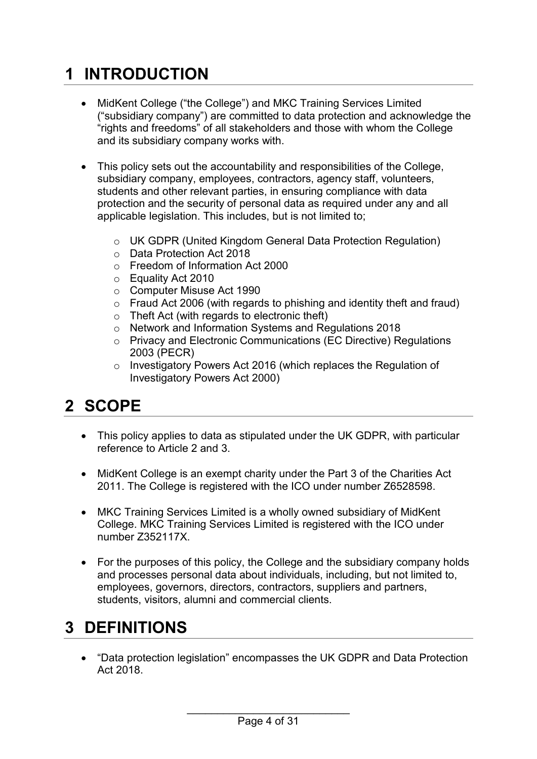# 1 INTRODUCTION

- MidKent College ("the College") and MKC Training Services Limited ("subsidiary company") are committed to data protection and acknowledge the "rights and freedoms" of all stakeholders and those with whom the College and its subsidiary company works with.

- This policy sets out the accountability and responsibilities of the College, subsidiary company, employees, contractors, agency staff, volunteers, students and other relevant parties, in ensuring compliance with data protection and the security of personal data as required under any and all applicable legislation. This includes, but is not limited to;

  - UK GDPR (United Kingdom General Data Protection Regulation)
  - Data Protection Act 2018
  - Freedom of Information Act 2000
  - Equality Act 2010
  - Computer Misuse Act 1990
  - Fraud Act 2006 (with regards to phishing and identity theft and fraud)
  - Theft Act (with regards to electronic theft)
  - Network and Information Systems and Regulations 2018
  - Privacy and Electronic Communications (EC Directive) Regulations 2003 (PECR)
  - Investigatory Powers Act 2016 (which replaces the Regulation of Investigatory Powers Act 2000)

# 2 SCOPE

- This policy applies to data as stipulated under the UK GDPR, with particular reference to Article 2 and 3.

- MidKent College is an exempt charity under the Part 3 of the Charities Act 2011. The College is registered with the ICO under number Z6528598.

- MKC Training Services Limited is a wholly owned subsidiary of MidKent College. MKC Training Services Limited is registered with the ICO under number Z352117X.

- For the purposes of this policy, the College and the subsidiary company holds and processes personal data about individuals, including, but not limited to, employees, governors, directors, contractors, suppliers and partners, students, visitors, alumni and commercial clients.

# 3 DEFINITIONS

- "Data protection legislation" encompasses the UK GDPR and Data Protection Act 2018.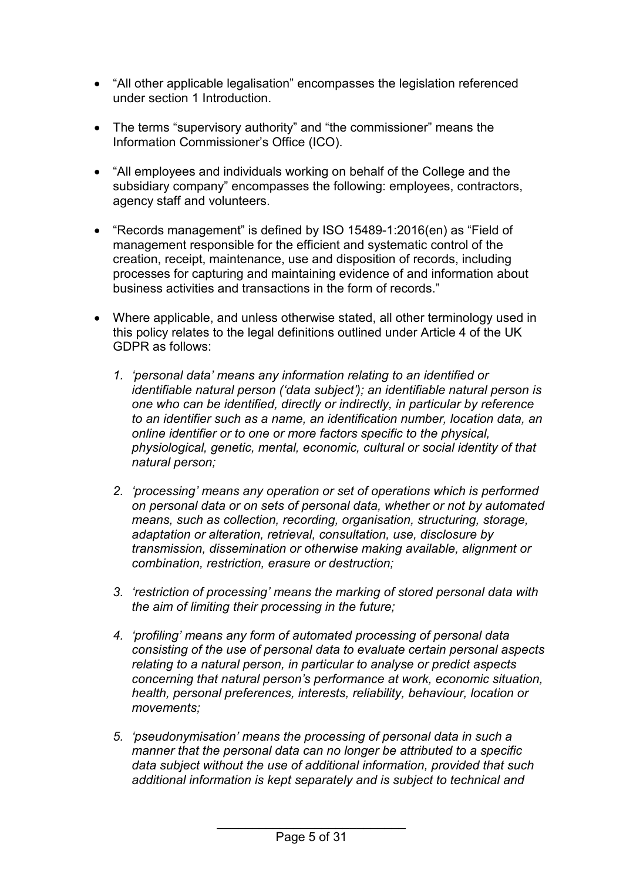- "All other applicable legalisation" encompasses the legislation referenced under section 1 Introduction.

- The terms "supervisory authority" and "the commissioner" means the Information Commissioner's Office (ICO).

- "All employees and individuals working on behalf of the College and the subsidiary company" encompasses the following: employees, contractors, agency staff and volunteers.

- "Records management" is defined by ISO 15489-1:2016(en) as "Field of management responsible for the efficient and systematic control of the creation, receipt, maintenance, use and disposition of records, including processes for capturing and maintaining evidence of and information about business activities and transactions in the form of records."

- Where applicable, and unless otherwise stated, all other terminology used in this policy relates to the legal definitions outlined under Article 4 of the UK GDPR as follows:

  1. *'personal data' means any information relating to an identified or identifiable natural person ('data subject'); an identifiable natural person is one who can be identified, directly or indirectly, in particular by reference to an identifier such as a name, an identification number, location data, an online identifier or to one or more factors specific to the physical, physiological, genetic, mental, economic, cultural or social identity of that natural person;*

  2. *'processing' means any operation or set of operations which is performed on personal data or on sets of personal data, whether or not by automated means, such as collection, recording, organisation, structuring, storage, adaptation or alteration, retrieval, consultation, use, disclosure by transmission, dissemination or otherwise making available, alignment or combination, restriction, erasure or destruction;*

  3. *'restriction of processing' means the marking of stored personal data with the aim of limiting their processing in the future;*

  4. *'profiling' means any form of automated processing of personal data consisting of the use of personal data to evaluate certain personal aspects relating to a natural person, in particular to analyse or predict aspects concerning that natural person's performance at work, economic situation, health, personal preferences, interests, reliability, behaviour, location or movements;*

  5. *'pseudonymisation' means the processing of personal data in such a manner that the personal data can no longer be attributed to a specific data subject without the use of additional information, provided that such additional information is kept separately and is subject to technical and*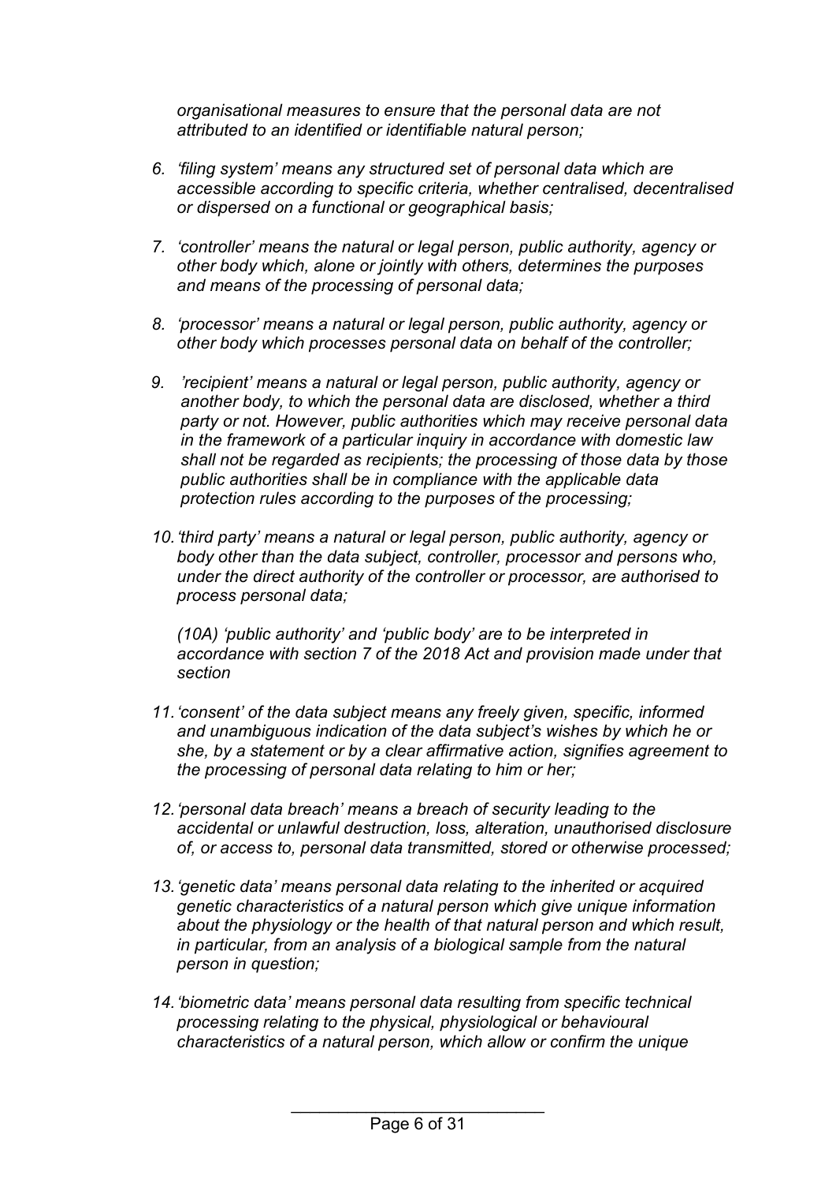*organisational measures to ensure that the personal data are not attributed to an identified or identifiable natural person;*

6. *'filing system' means any structured set of personal data which are accessible according to specific criteria, whether centralised, decentralised or dispersed on a functional or geographical basis;*

7. *'controller' means the natural or legal person, public authority, agency or other body which, alone or jointly with others, determines the purposes and means of the processing of personal data;*

8. *'processor' means a natural or legal person, public authority, agency or other body which processes personal data on behalf of the controller;*

9. *'recipient' means a natural or legal person, public authority, agency or another body, to which the personal data are disclosed, whether a third party or not. However, public authorities which may receive personal data in the framework of a particular inquiry in accordance with domestic law shall not be regarded as recipients; the processing of those data by those public authorities shall be in compliance with the applicable data protection rules according to the purposes of the processing;*

10. *'third party' means a natural or legal person, public authority, agency or body other than the data subject, controller, processor and persons who, under the direct authority of the controller or processor, are authorised to process personal data;*

    *(10A) 'public authority' and 'public body' are to be interpreted in accordance with section 7 of the 2018 Act and provision made under that section*

11. *'consent' of the data subject means any freely given, specific, informed and unambiguous indication of the data subject's wishes by which he or she, by a statement or by a clear affirmative action, signifies agreement to the processing of personal data relating to him or her;*

12. *'personal data breach' means a breach of security leading to the accidental or unlawful destruction, loss, alteration, unauthorised disclosure of, or access to, personal data transmitted, stored or otherwise processed;*

13. *'genetic data' means personal data relating to the inherited or acquired genetic characteristics of a natural person which give unique information about the physiology or the health of that natural person and which result, in particular, from an analysis of a biological sample from the natural person in question;*

14. *'biometric data' means personal data resulting from specific technical processing relating to the physical, physiological or behavioural characteristics of a natural person, which allow or confirm the unique*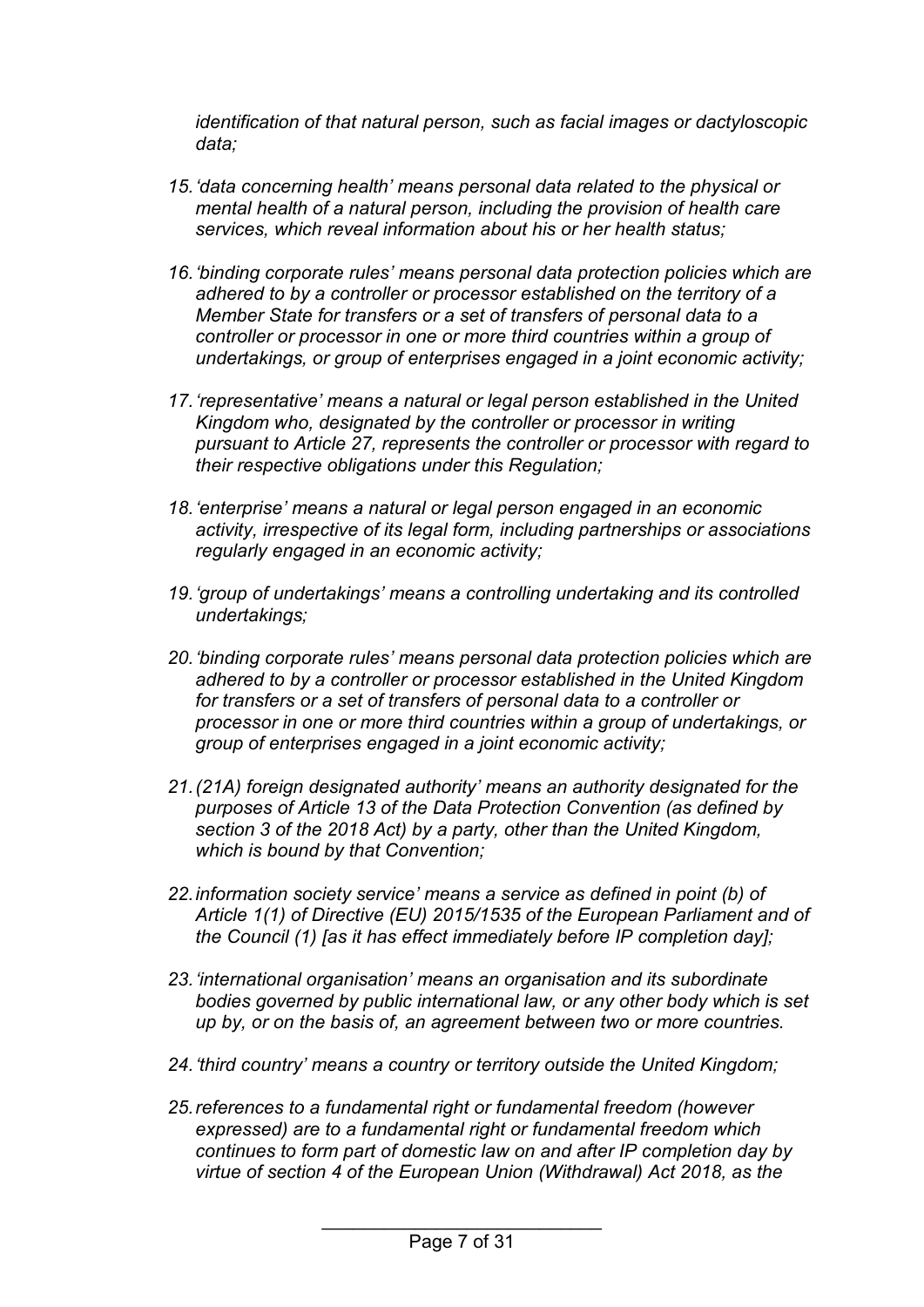*identification of that natural person, such as facial images or dactyloscopic data;*

15. *'data concerning health' means personal data related to the physical or mental health of a natural person, including the provision of health care services, which reveal information about his or her health status;*

16. *'binding corporate rules' means personal data protection policies which are adhered to by a controller or processor established on the territory of a Member State for transfers or a set of transfers of personal data to a controller or processor in one or more third countries within a group of undertakings, or group of enterprises engaged in a joint economic activity;*

17. *'representative' means a natural or legal person established in the United Kingdom who, designated by the controller or processor in writing pursuant to Article 27, represents the controller or processor with regard to their respective obligations under this Regulation;*

18. *'enterprise' means a natural or legal person engaged in an economic activity, irrespective of its legal form, including partnerships or associations regularly engaged in an economic activity;*

19. *'group of undertakings' means a controlling undertaking and its controlled undertakings;*

20. *'binding corporate rules' means personal data protection policies which are adhered to by a controller or processor established in the United Kingdom for transfers or a set of transfers of personal data to a controller or processor in one or more third countries within a group of undertakings, or group of enterprises engaged in a joint economic activity;*

21. *(21A) foreign designated authority' means an authority designated for the purposes of Article 13 of the Data Protection Convention (as defined by section 3 of the 2018 Act) by a party, other than the United Kingdom, which is bound by that Convention;*

22. *information society service' means a service as defined in point (b) of Article 1(1) of Directive (EU) 2015/1535 of the European Parliament and of the Council (1) [as it has effect immediately before IP completion day];*

23. *'international organisation' means an organisation and its subordinate bodies governed by public international law, or any other body which is set up by, or on the basis of, an agreement between two or more countries.*

24. *'third country' means a country or territory outside the United Kingdom;*

25. *references to a fundamental right or fundamental freedom (however expressed) are to a fundamental right or fundamental freedom which continues to form part of domestic law on and after IP completion day by virtue of section 4 of the European Union (Withdrawal) Act 2018, as the*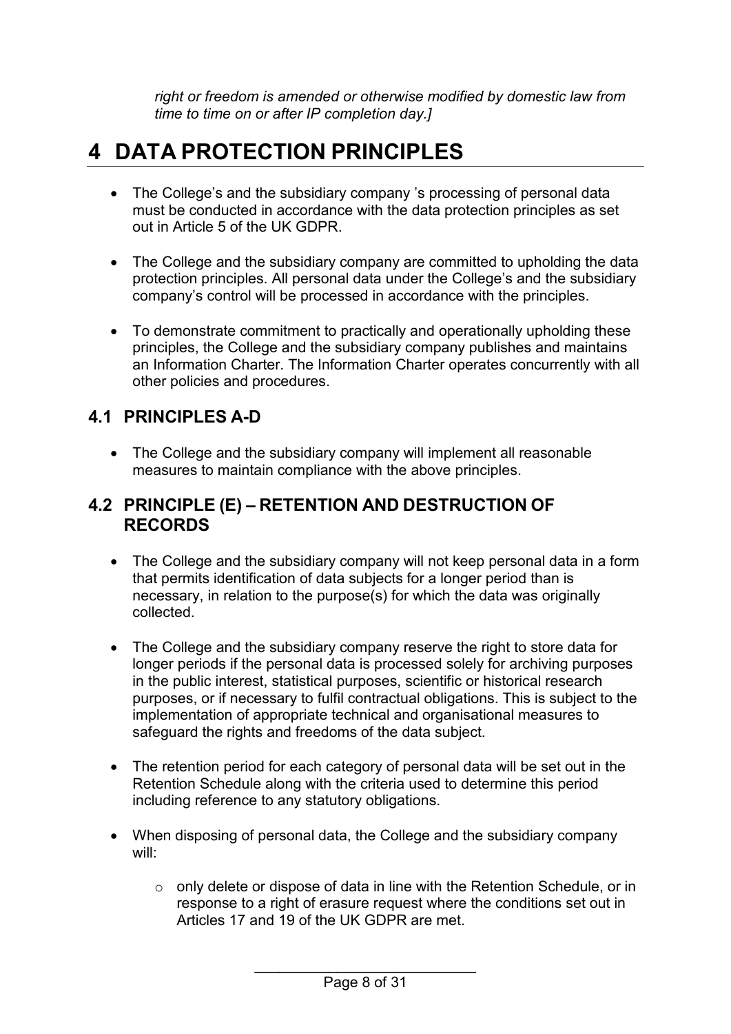*right or freedom is amended or otherwise modified by domestic law from time to time on or after IP completion day.]*

# 4 DATA PROTECTION PRINCIPLES

- The College's and the subsidiary company 's processing of personal data must be conducted in accordance with the data protection principles as set out in Article 5 of the UK GDPR.

- The College and the subsidiary company are committed to upholding the data protection principles. All personal data under the College's and the subsidiary company's control will be processed in accordance with the principles.

- To demonstrate commitment to practically and operationally upholding these principles, the College and the subsidiary company publishes and maintains an Information Charter. The Information Charter operates concurrently with all other policies and procedures.

## 4.1 PRINCIPLES A-D

- The College and the subsidiary company will implement all reasonable measures to maintain compliance with the above principles.

## 4.2 PRINCIPLE (E) – RETENTION AND DESTRUCTION OF RECORDS

- The College and the subsidiary company will not keep personal data in a form that permits identification of data subjects for a longer period than is necessary, in relation to the purpose(s) for which the data was originally collected.

- The College and the subsidiary company reserve the right to store data for longer periods if the personal data is processed solely for archiving purposes in the public interest, statistical purposes, scientific or historical research purposes, or if necessary to fulfil contractual obligations. This is subject to the implementation of appropriate technical and organisational measures to safeguard the rights and freedoms of the data subject.

- The retention period for each category of personal data will be set out in the Retention Schedule along with the criteria used to determine this period including reference to any statutory obligations.

- When disposing of personal data, the College and the subsidiary company will:

    - only delete or dispose of data in line with the Retention Schedule, or in response to a right of erasure request where the conditions set out in Articles 17 and 19 of the UK GDPR are met.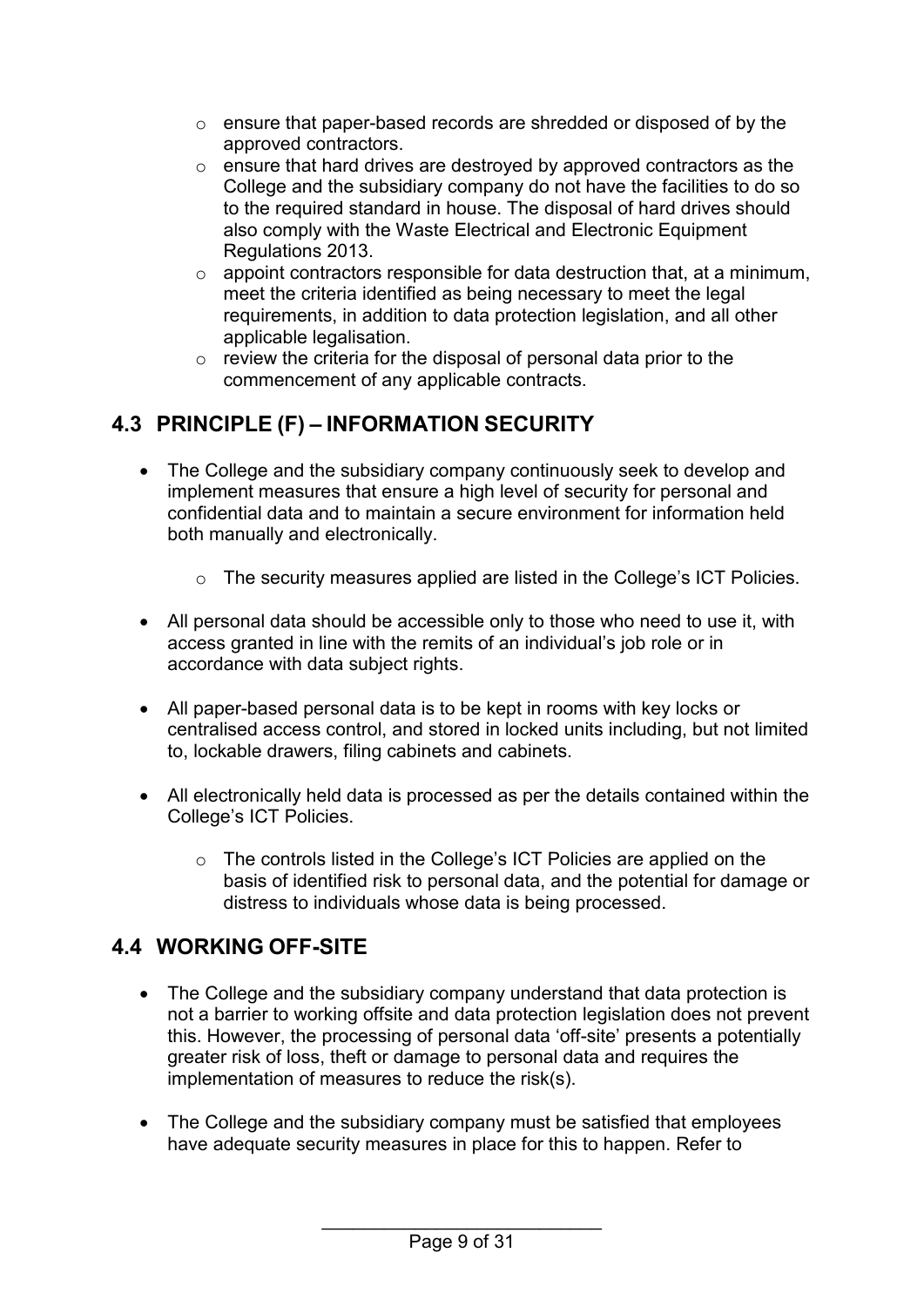- ensure that paper-based records are shredded or disposed of by the approved contractors.
  - ensure that hard drives are destroyed by approved contractors as the College and the subsidiary company do not have the facilities to do so to the required standard in house. The disposal of hard drives should also comply with the Waste Electrical and Electronic Equipment Regulations 2013.
  - appoint contractors responsible for data destruction that, at a minimum, meet the criteria identified as being necessary to meet the legal requirements, in addition to data protection legislation, and all other applicable legalisation.
  - review the criteria for the disposal of personal data prior to the commencement of any applicable contracts.

## 4.3 PRINCIPLE (F) – INFORMATION SECURITY

- The College and the subsidiary company continuously seek to develop and implement measures that ensure a high level of security for personal and confidential data and to maintain a secure environment for information held both manually and electronically.
  - The security measures applied are listed in the College's ICT Policies.
- All personal data should be accessible only to those who need to use it, with access granted in line with the remits of an individual's job role or in accordance with data subject rights.
- All paper-based personal data is to be kept in rooms with key locks or centralised access control, and stored in locked units including, but not limited to, lockable drawers, filing cabinets and cabinets.
- All electronically held data is processed as per the details contained within the College's ICT Policies.
  - The controls listed in the College's ICT Policies are applied on the basis of identified risk to personal data, and the potential for damage or distress to individuals whose data is being processed.

## 4.4 WORKING OFF-SITE

- The College and the subsidiary company understand that data protection is not a barrier to working offsite and data protection legislation does not prevent this. However, the processing of personal data 'off-site' presents a potentially greater risk of loss, theft or damage to personal data and requires the implementation of measures to reduce the risk(s).
- The College and the subsidiary company must be satisfied that employees have adequate security measures in place for this to happen. Refer to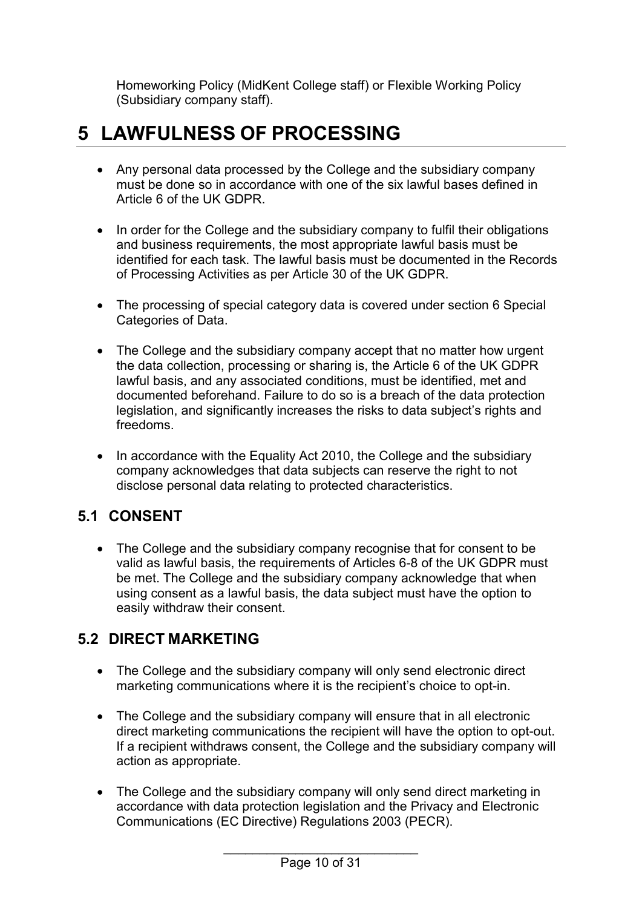Homeworking Policy (MidKent College staff) or Flexible Working Policy (Subsidiary company staff).

# 5 LAWFULNESS OF PROCESSING

- Any personal data processed by the College and the subsidiary company must be done so in accordance with one of the six lawful bases defined in Article 6 of the UK GDPR.

- In order for the College and the subsidiary company to fulfil their obligations and business requirements, the most appropriate lawful basis must be identified for each task. The lawful basis must be documented in the Records of Processing Activities as per Article 30 of the UK GDPR.

- The processing of special category data is covered under section 6 Special Categories of Data.

- The College and the subsidiary company accept that no matter how urgent the data collection, processing or sharing is, the Article 6 of the UK GDPR lawful basis, and any associated conditions, must be identified, met and documented beforehand. Failure to do so is a breach of the data protection legislation, and significantly increases the risks to data subject's rights and freedoms.

- In accordance with the Equality Act 2010, the College and the subsidiary company acknowledges that data subjects can reserve the right to not disclose personal data relating to protected characteristics.

## 5.1 CONSENT

- The College and the subsidiary company recognise that for consent to be valid as lawful basis, the requirements of Articles 6-8 of the UK GDPR must be met. The College and the subsidiary company acknowledge that when using consent as a lawful basis, the data subject must have the option to easily withdraw their consent.

## 5.2 DIRECT MARKETING

- The College and the subsidiary company will only send electronic direct marketing communications where it is the recipient's choice to opt-in.

- The College and the subsidiary company will ensure that in all electronic direct marketing communications the recipient will have the option to opt-out. If a recipient withdraws consent, the College and the subsidiary company will action as appropriate.

- The College and the subsidiary company will only send direct marketing in accordance with data protection legislation and the Privacy and Electronic Communications (EC Directive) Regulations 2003 (PECR).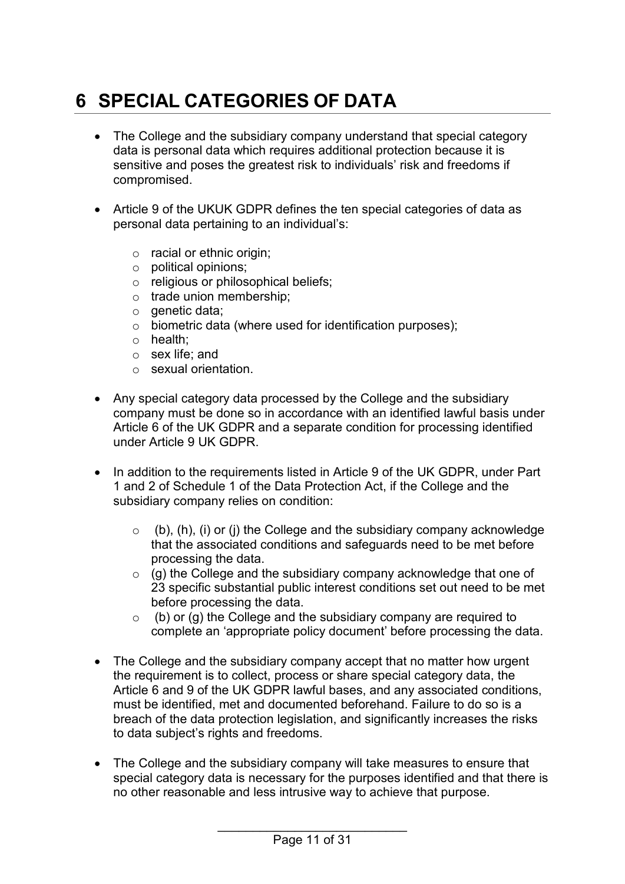# 6 SPECIAL CATEGORIES OF DATA

- The College and the subsidiary company understand that special category data is personal data which requires additional protection because it is sensitive and poses the greatest risk to individuals' risk and freedoms if compromised.

- Article 9 of the UKUK GDPR defines the ten special categories of data as personal data pertaining to an individual's:

    - racial or ethnic origin;
    - political opinions;
    - religious or philosophical beliefs;
    - trade union membership;
    - genetic data;
    - biometric data (where used for identification purposes);
    - health;
    - sex life; and
    - sexual orientation.

- Any special category data processed by the College and the subsidiary company must be done so in accordance with an identified lawful basis under Article 6 of the UK GDPR and a separate condition for processing identified under Article 9 UK GDPR.

- In addition to the requirements listed in Article 9 of the UK GDPR, under Part 1 and 2 of Schedule 1 of the Data Protection Act, if the College and the subsidiary company relies on condition:

    - (b), (h), (i) or (j) the College and the subsidiary company acknowledge that the associated conditions and safeguards need to be met before processing the data.
    - (g) the College and the subsidiary company acknowledge that one of 23 specific substantial public interest conditions set out need to be met before processing the data.
    - (b) or (g) the College and the subsidiary company are required to complete an 'appropriate policy document' before processing the data.

- The College and the subsidiary company accept that no matter how urgent the requirement is to collect, process or share special category data, the Article 6 and 9 of the UK GDPR lawful bases, and any associated conditions, must be identified, met and documented beforehand. Failure to do so is a breach of the data protection legislation, and significantly increases the risks to data subject's rights and freedoms.

- The College and the subsidiary company will take measures to ensure that special category data is necessary for the purposes identified and that there is no other reasonable and less intrusive way to achieve that purpose.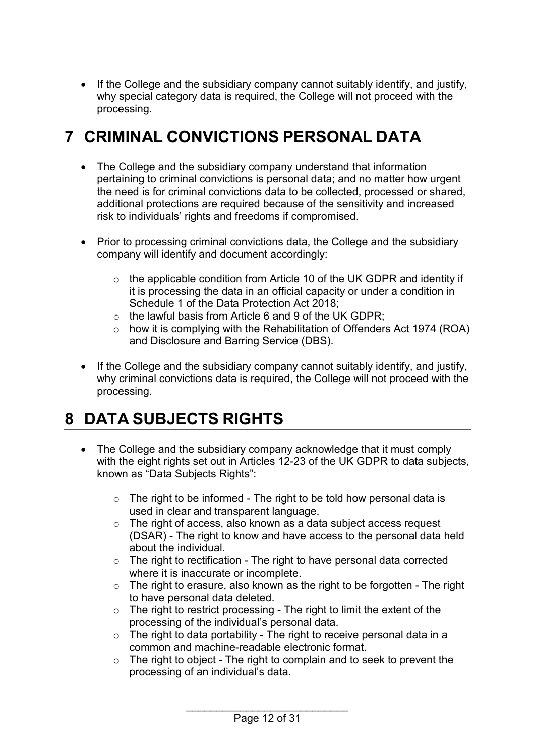- If the College and the subsidiary company cannot suitably identify, and justify, why special category data is required, the College will not proceed with the processing.

# 7 CRIMINAL CONVICTIONS PERSONAL DATA

- The College and the subsidiary company understand that information pertaining to criminal convictions is personal data; and no matter how urgent the need is for criminal convictions data to be collected, processed or shared, additional protections are required because of the sensitivity and increased risk to individuals' rights and freedoms if compromised.

- Prior to processing criminal convictions data, the College and the subsidiary company will identify and document accordingly:

  - the applicable condition from Article 10 of the UK GDPR and identity if it is processing the data in an official capacity or under a condition in Schedule 1 of the Data Protection Act 2018;
  - the lawful basis from Article 6 and 9 of the UK GDPR;
  - how it is complying with the Rehabilitation of Offenders Act 1974 (ROA) and Disclosure and Barring Service (DBS).

- If the College and the subsidiary company cannot suitably identify, and justify, why criminal convictions data is required, the College will not proceed with the processing.

# 8 DATA SUBJECTS RIGHTS

- The College and the subsidiary company acknowledge that it must comply with the eight rights set out in Articles 12-23 of the UK GDPR to data subjects, known as "Data Subjects Rights":

  - The right to be informed - The right to be told how personal data is used in clear and transparent language.
  - The right of access, also known as a data subject access request (DSAR) - The right to know and have access to the personal data held about the individual.
  - The right to rectification - The right to have personal data corrected where it is inaccurate or incomplete.
  - The right to erasure, also known as the right to be forgotten - The right to have personal data deleted.
  - The right to restrict processing - The right to limit the extent of the processing of the individual's personal data.
  - The right to data portability - The right to receive personal data in a common and machine-readable electronic format.
  - The right to object - The right to complain and to seek to prevent the processing of an individual's data.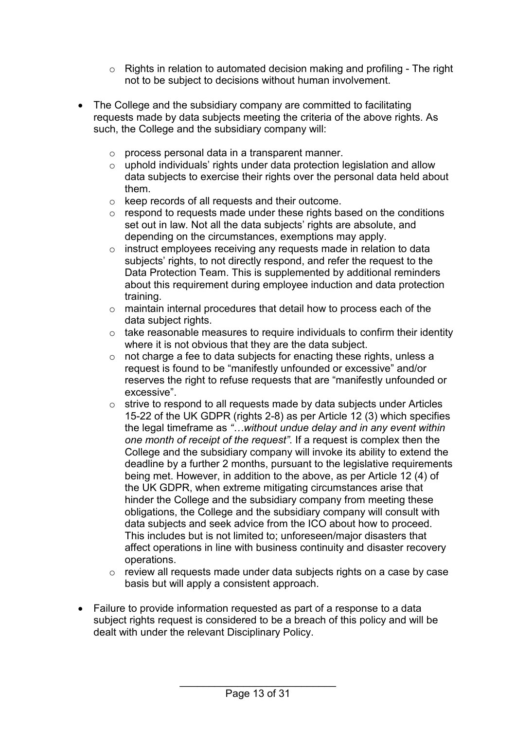- Rights in relation to automated decision making and profiling - The right not to be subject to decisions without human involvement.

- The College and the subsidiary company are committed to facilitating requests made by data subjects meeting the criteria of the above rights. As such, the College and the subsidiary company will:

    - process personal data in a transparent manner.
    - uphold individuals' rights under data protection legislation and allow data subjects to exercise their rights over the personal data held about them.
    - keep records of all requests and their outcome.
    - respond to requests made under these rights based on the conditions set out in law. Not all the data subjects' rights are absolute, and depending on the circumstances, exemptions may apply.
    - instruct employees receiving any requests made in relation to data subjects' rights, to not directly respond, and refer the request to the Data Protection Team. This is supplemented by additional reminders about this requirement during employee induction and data protection training.
    - maintain internal procedures that detail how to process each of the data subject rights.
    - take reasonable measures to require individuals to confirm their identity where it is not obvious that they are the data subject.
    - not charge a fee to data subjects for enacting these rights, unless a request is found to be "manifestly unfounded or excessive" and/or reserves the right to refuse requests that are "manifestly unfounded or excessive".
    - strive to respond to all requests made by data subjects under Articles 15-22 of the UK GDPR (rights 2-8) as per Article 12 (3) which specifies the legal timeframe as *"…without undue delay and in any event within one month of receipt of the request"*. If a request is complex then the College and the subsidiary company will invoke its ability to extend the deadline by a further 2 months, pursuant to the legislative requirements being met. However, in addition to the above, as per Article 12 (4) of the UK GDPR, when extreme mitigating circumstances arise that hinder the College and the subsidiary company from meeting these obligations, the College and the subsidiary company will consult with data subjects and seek advice from the ICO about how to proceed. This includes but is not limited to; unforeseen/major disasters that affect operations in line with business continuity and disaster recovery operations.
    - review all requests made under data subjects rights on a case by case basis but will apply a consistent approach.

- Failure to provide information requested as part of a response to a data subject rights request is considered to be a breach of this policy and will be dealt with under the relevant Disciplinary Policy.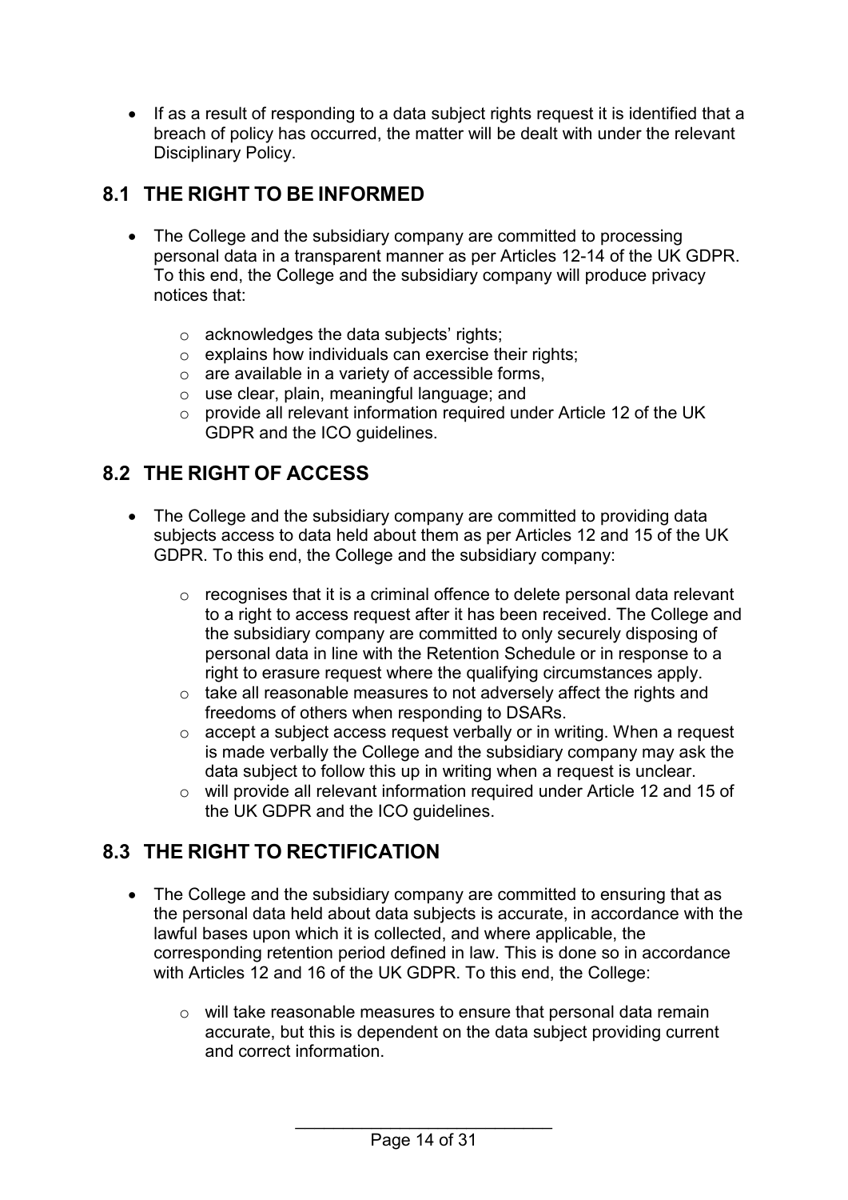- If as a result of responding to a data subject rights request it is identified that a breach of policy has occurred, the matter will be dealt with under the relevant Disciplinary Policy.

## 8.1 THE RIGHT TO BE INFORMED

- The College and the subsidiary company are committed to processing personal data in a transparent manner as per Articles 12-14 of the UK GDPR. To this end, the College and the subsidiary company will produce privacy notices that:
  - acknowledges the data subjects' rights;
  - explains how individuals can exercise their rights;
  - are available in a variety of accessible forms,
  - use clear, plain, meaningful language; and
  - provide all relevant information required under Article 12 of the UK GDPR and the ICO guidelines.

## 8.2 THE RIGHT OF ACCESS

- The College and the subsidiary company are committed to providing data subjects access to data held about them as per Articles 12 and 15 of the UK GDPR. To this end, the College and the subsidiary company:
  - recognises that it is a criminal offence to delete personal data relevant to a right to access request after it has been received. The College and the subsidiary company are committed to only securely disposing of personal data in line with the Retention Schedule or in response to a right to erasure request where the qualifying circumstances apply.
  - take all reasonable measures to not adversely affect the rights and freedoms of others when responding to DSARs.
  - accept a subject access request verbally or in writing. When a request is made verbally the College and the subsidiary company may ask the data subject to follow this up in writing when a request is unclear.
  - will provide all relevant information required under Article 12 and 15 of the UK GDPR and the ICO guidelines.

## 8.3 THE RIGHT TO RECTIFICATION

- The College and the subsidiary company are committed to ensuring that as the personal data held about data subjects is accurate, in accordance with the lawful bases upon which it is collected, and where applicable, the corresponding retention period defined in law. This is done so in accordance with Articles 12 and 16 of the UK GDPR. To this end, the College:
  - will take reasonable measures to ensure that personal data remain accurate, but this is dependent on the data subject providing current and correct information.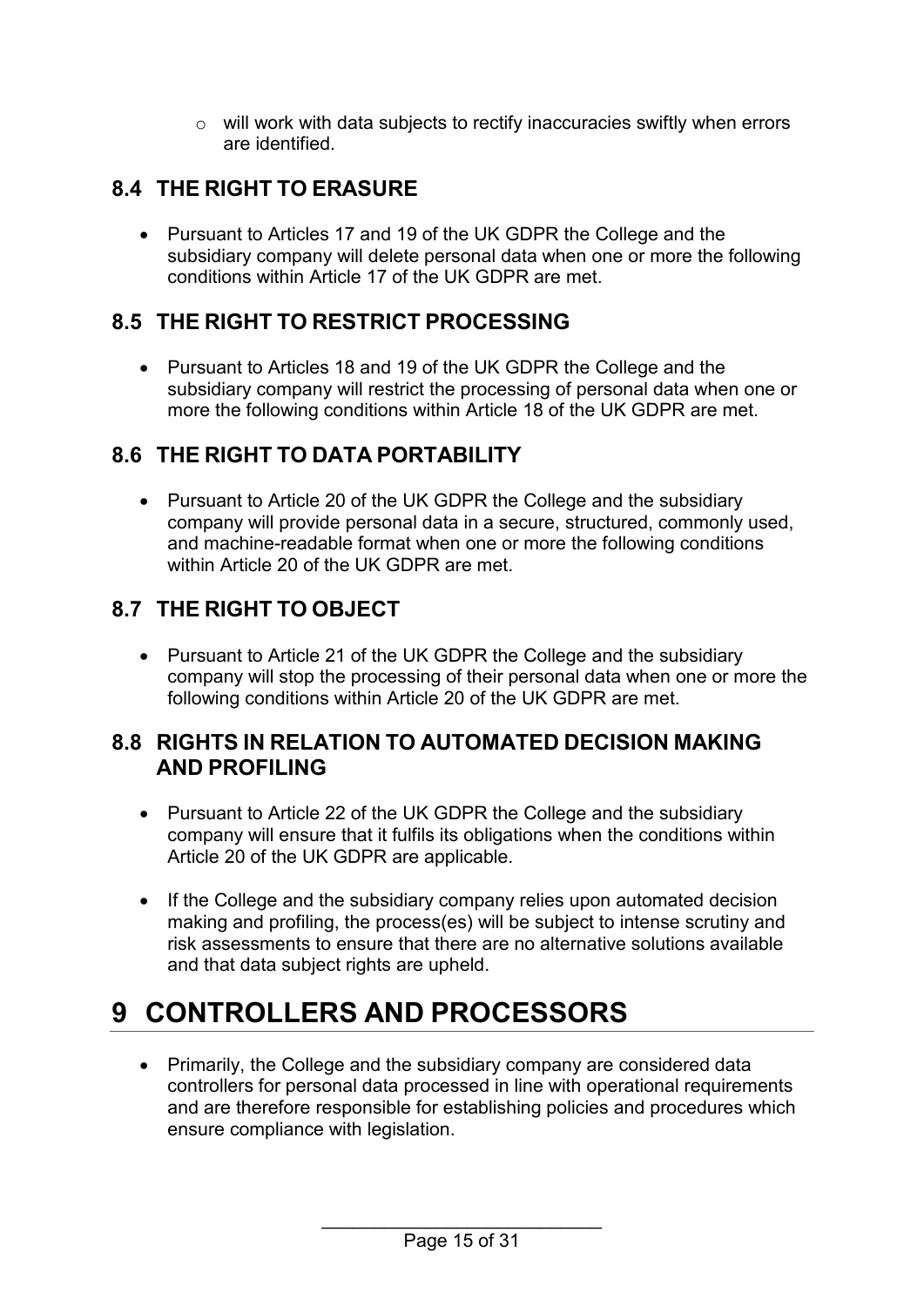- will work with data subjects to rectify inaccuracies swiftly when errors are identified.

### 8.4 THE RIGHT TO ERASURE

- Pursuant to Articles 17 and 19 of the UK GDPR the College and the subsidiary company will delete personal data when one or more the following conditions within Article 17 of the UK GDPR are met.

### 8.5 THE RIGHT TO RESTRICT PROCESSING

- Pursuant to Articles 18 and 19 of the UK GDPR the College and the subsidiary company will restrict the processing of personal data when one or more the following conditions within Article 18 of the UK GDPR are met.

### 8.6 THE RIGHT TO DATA PORTABILITY

- Pursuant to Article 20 of the UK GDPR the College and the subsidiary company will provide personal data in a secure, structured, commonly used, and machine-readable format when one or more the following conditions within Article 20 of the UK GDPR are met.

### 8.7 THE RIGHT TO OBJECT

- Pursuant to Article 21 of the UK GDPR the College and the subsidiary company will stop the processing of their personal data when one or more the following conditions within Article 20 of the UK GDPR are met.

### 8.8 RIGHTS IN RELATION TO AUTOMATED DECISION MAKING AND PROFILING

- Pursuant to Article 22 of the UK GDPR the College and the subsidiary company will ensure that it fulfils its obligations when the conditions within Article 20 of the UK GDPR are applicable.

- If the College and the subsidiary company relies upon automated decision making and profiling, the process(es) will be subject to intense scrutiny and risk assessments to ensure that there are no alternative solutions available and that data subject rights are upheld.

# 9 CONTROLLERS AND PROCESSORS

- Primarily, the College and the subsidiary company are considered data controllers for personal data processed in line with operational requirements and are therefore responsible for establishing policies and procedures which ensure compliance with legislation.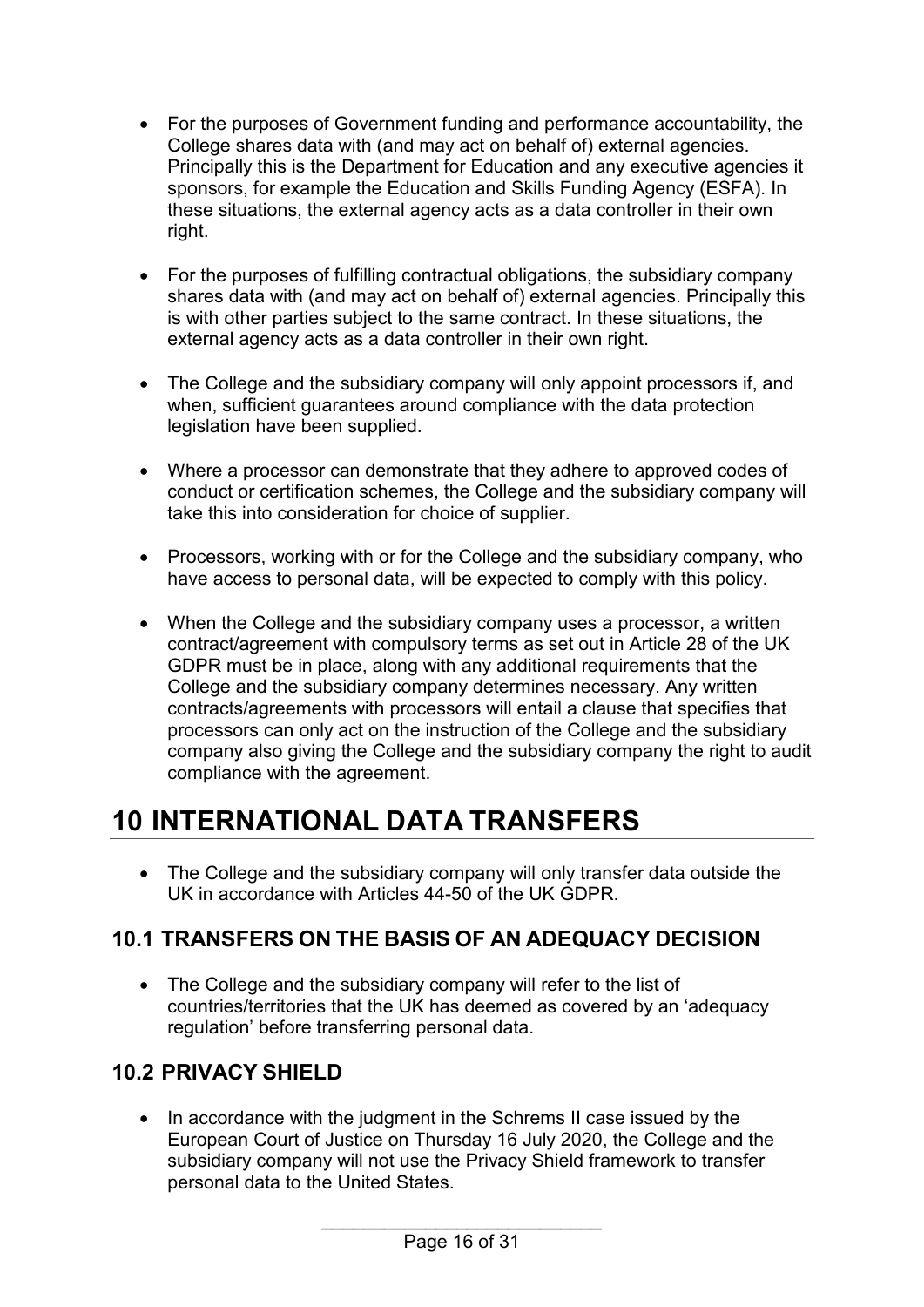- For the purposes of Government funding and performance accountability, the College shares data with (and may act on behalf of) external agencies. Principally this is the Department for Education and any executive agencies it sponsors, for example the Education and Skills Funding Agency (ESFA). In these situations, the external agency acts as a data controller in their own right.

- For the purposes of fulfilling contractual obligations, the subsidiary company shares data with (and may act on behalf of) external agencies. Principally this is with other parties subject to the same contract. In these situations, the external agency acts as a data controller in their own right.

- The College and the subsidiary company will only appoint processors if, and when, sufficient guarantees around compliance with the data protection legislation have been supplied.

- Where a processor can demonstrate that they adhere to approved codes of conduct or certification schemes, the College and the subsidiary company will take this into consideration for choice of supplier.

- Processors, working with or for the College and the subsidiary company, who have access to personal data, will be expected to comply with this policy.

- When the College and the subsidiary company uses a processor, a written contract/agreement with compulsory terms as set out in Article 28 of the UK GDPR must be in place, along with any additional requirements that the College and the subsidiary company determines necessary. Any written contracts/agreements with processors will entail a clause that specifies that processors can only act on the instruction of the College and the subsidiary company also giving the College and the subsidiary company the right to audit compliance with the agreement.

# 10 INTERNATIONAL DATA TRANSFERS

- The College and the subsidiary company will only transfer data outside the UK in accordance with Articles 44-50 of the UK GDPR.

## 10.1 TRANSFERS ON THE BASIS OF AN ADEQUACY DECISION

- The College and the subsidiary company will refer to the list of countries/territories that the UK has deemed as covered by an 'adequacy regulation' before transferring personal data.

## 10.2 PRIVACY SHIELD

- In accordance with the judgment in the Schrems II case issued by the European Court of Justice on Thursday 16 July 2020, the College and the subsidiary company will not use the Privacy Shield framework to transfer personal data to the United States.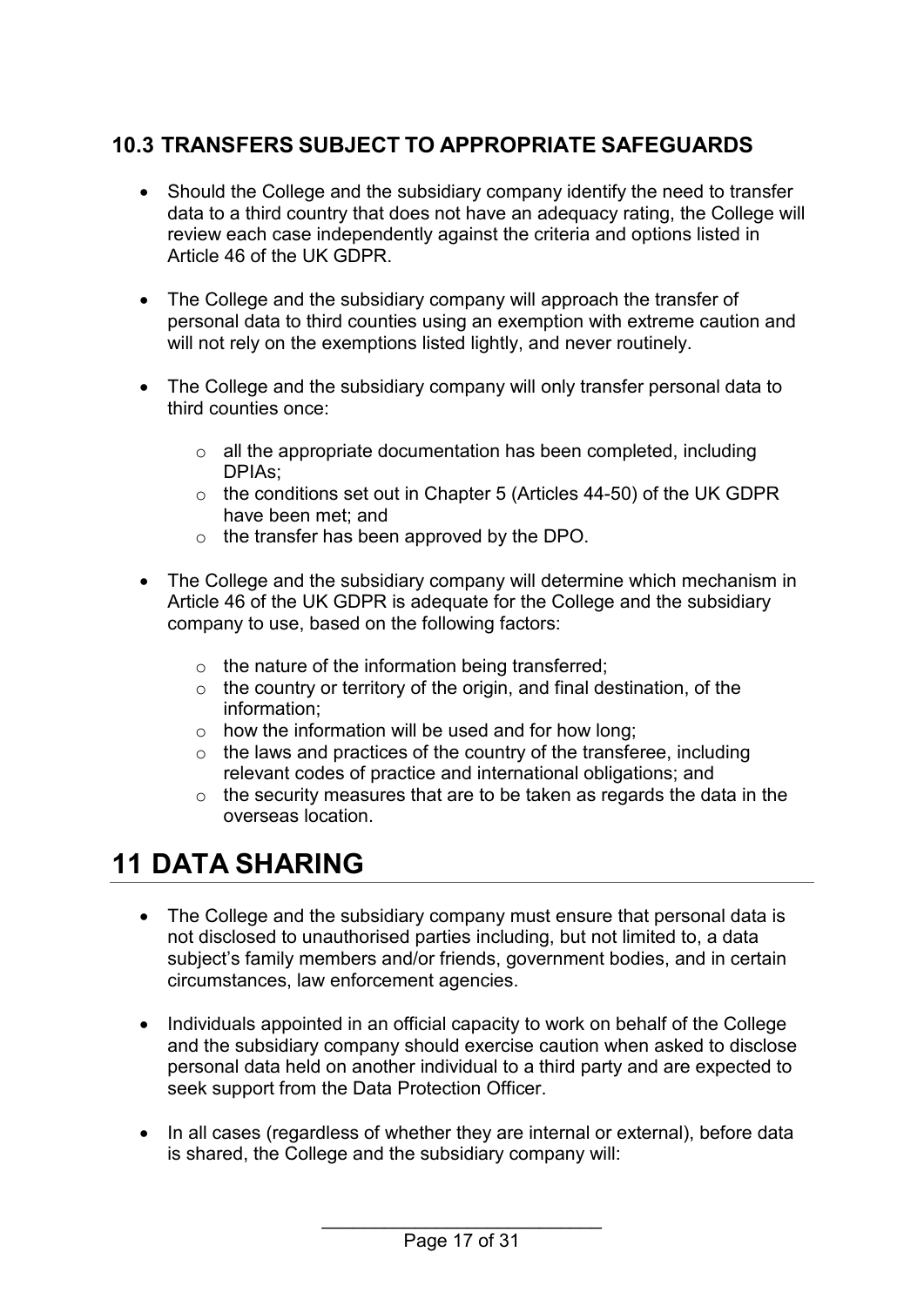### 10.3 TRANSFERS SUBJECT TO APPROPRIATE SAFEGUARDS

- Should the College and the subsidiary company identify the need to transfer data to a third country that does not have an adequacy rating, the College will review each case independently against the criteria and options listed in Article 46 of the UK GDPR.

- The College and the subsidiary company will approach the transfer of personal data to third counties using an exemption with extreme caution and will not rely on the exemptions listed lightly, and never routinely.

- The College and the subsidiary company will only transfer personal data to third counties once:

    - all the appropriate documentation has been completed, including DPIAs;
    - the conditions set out in Chapter 5 (Articles 44-50) of the UK GDPR have been met; and
    - the transfer has been approved by the DPO.

- The College and the subsidiary company will determine which mechanism in Article 46 of the UK GDPR is adequate for the College and the subsidiary company to use, based on the following factors:

    - the nature of the information being transferred;
    - the country or territory of the origin, and final destination, of the information;
    - how the information will be used and for how long;
    - the laws and practices of the country of the transferee, including relevant codes of practice and international obligations; and
    - the security measures that are to be taken as regards the data in the overseas location.

# 11 DATA SHARING

- The College and the subsidiary company must ensure that personal data is not disclosed to unauthorised parties including, but not limited to, a data subject's family members and/or friends, government bodies, and in certain circumstances, law enforcement agencies.

- Individuals appointed in an official capacity to work on behalf of the College and the subsidiary company should exercise caution when asked to disclose personal data held on another individual to a third party and are expected to seek support from the Data Protection Officer.

- In all cases (regardless of whether they are internal or external), before data is shared, the College and the subsidiary company will: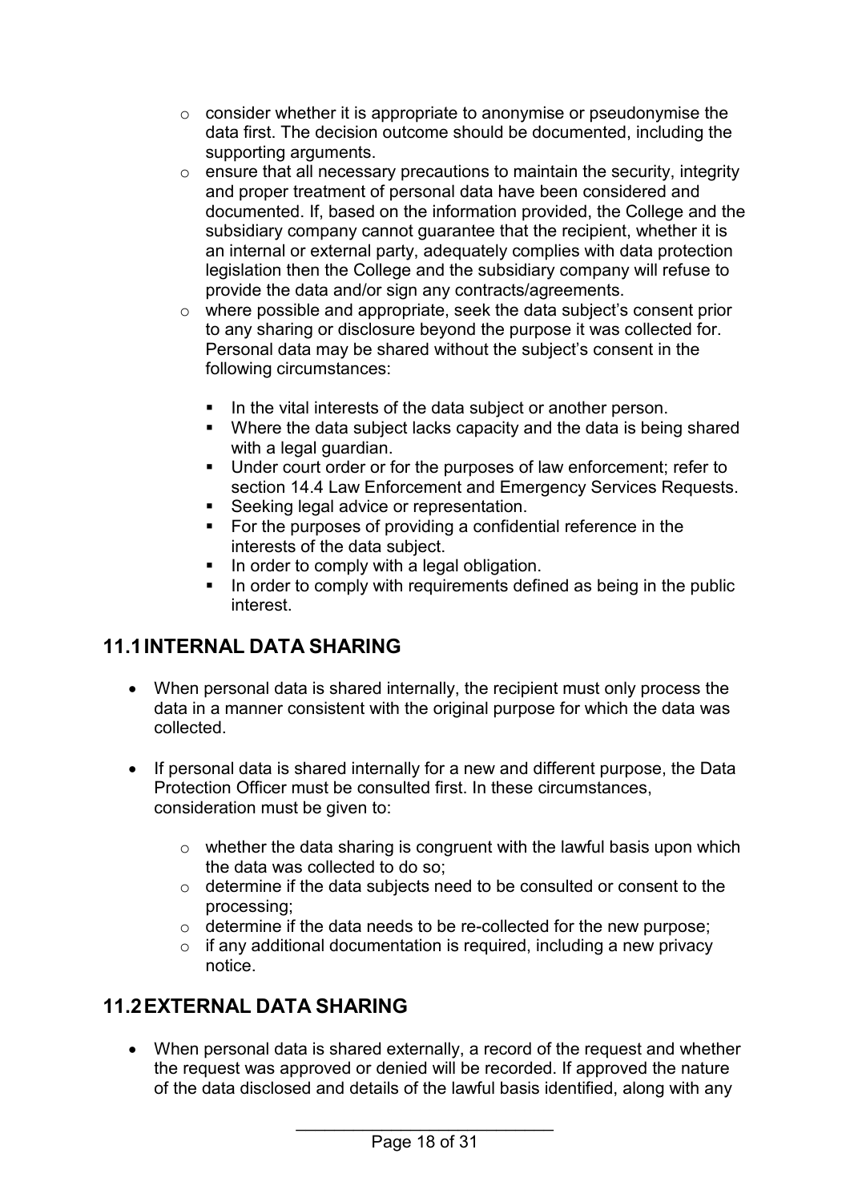- consider whether it is appropriate to anonymise or pseudonymise the data first. The decision outcome should be documented, including the supporting arguments.
- ensure that all necessary precautions to maintain the security, integrity and proper treatment of personal data have been considered and documented. If, based on the information provided, the College and the subsidiary company cannot guarantee that the recipient, whether it is an internal or external party, adequately complies with data protection legislation then the College and the subsidiary company will refuse to provide the data and/or sign any contracts/agreements.
- where possible and appropriate, seek the data subject's consent prior to any sharing or disclosure beyond the purpose it was collected for. Personal data may be shared without the subject's consent in the following circumstances:
  - In the vital interests of the data subject or another person.
  - Where the data subject lacks capacity and the data is being shared with a legal guardian.
  - Under court order or for the purposes of law enforcement; refer to section 14.4 Law Enforcement and Emergency Services Requests.
  - Seeking legal advice or representation.
  - For the purposes of providing a confidential reference in the interests of the data subject.
  - In order to comply with a legal obligation.
  - In order to comply with requirements defined as being in the public interest.

## 11.1 INTERNAL DATA SHARING

- When personal data is shared internally, the recipient must only process the data in a manner consistent with the original purpose for which the data was collected.
- If personal data is shared internally for a new and different purpose, the Data Protection Officer must be consulted first. In these circumstances, consideration must be given to:
  - whether the data sharing is congruent with the lawful basis upon which the data was collected to do so;
  - determine if the data subjects need to be consulted or consent to the processing;
  - determine if the data needs to be re-collected for the new purpose;
  - if any additional documentation is required, including a new privacy notice.

## 11.2 EXTERNAL DATA SHARING

- When personal data is shared externally, a record of the request and whether the request was approved or denied will be recorded. If approved the nature of the data disclosed and details of the lawful basis identified, along with any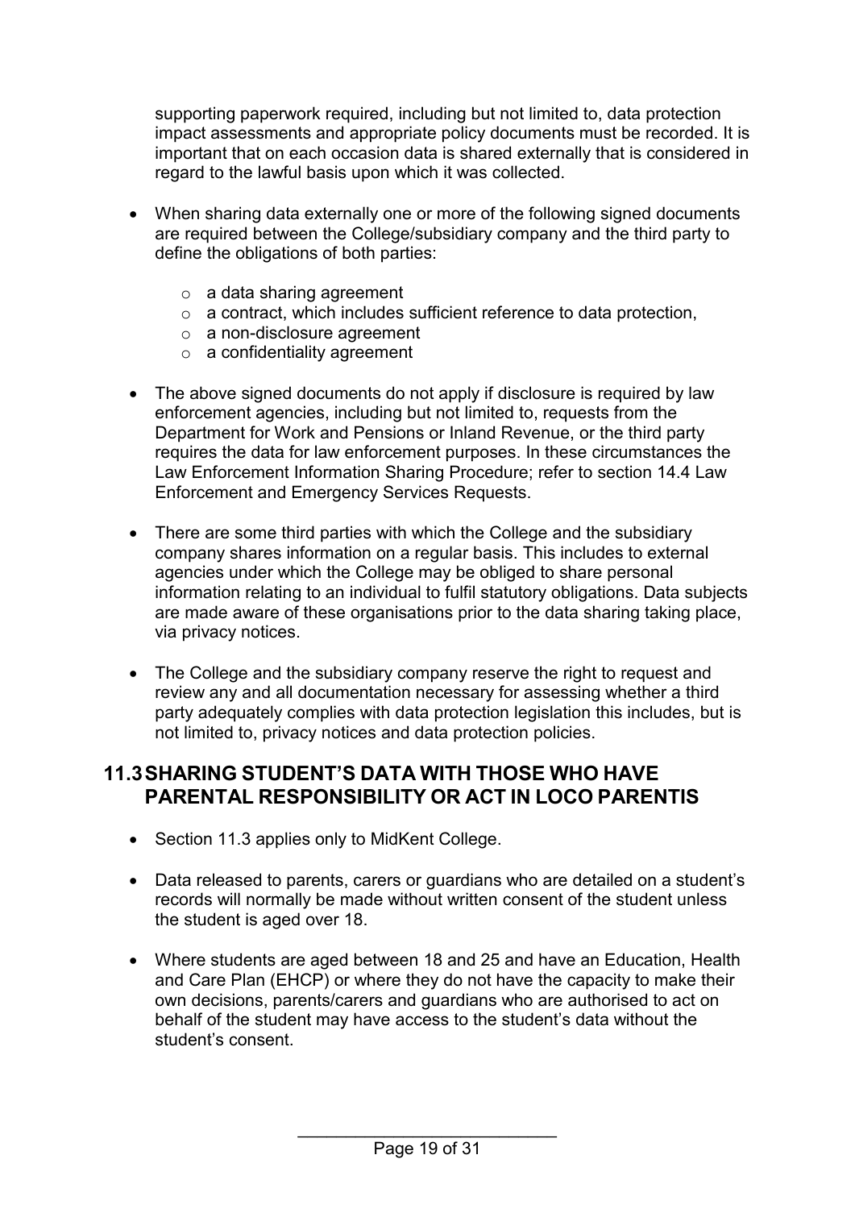supporting paperwork required, including but not limited to, data protection impact assessments and appropriate policy documents must be recorded. It is important that on each occasion data is shared externally that is considered in regard to the lawful basis upon which it was collected.

- When sharing data externally one or more of the following signed documents are required between the College/subsidiary company and the third party to define the obligations of both parties:
  - a data sharing agreement
  - a contract, which includes sufficient reference to data protection,
  - a non-disclosure agreement
  - a confidentiality agreement
- The above signed documents do not apply if disclosure is required by law enforcement agencies, including but not limited to, requests from the Department for Work and Pensions or Inland Revenue, or the third party requires the data for law enforcement purposes. In these circumstances the Law Enforcement Information Sharing Procedure; refer to section 14.4 Law Enforcement and Emergency Services Requests.
- There are some third parties with which the College and the subsidiary company shares information on a regular basis. This includes to external agencies under which the College may be obliged to share personal information relating to an individual to fulfil statutory obligations. Data subjects are made aware of these organisations prior to the data sharing taking place, via privacy notices.
- The College and the subsidiary company reserve the right to request and review any and all documentation necessary for assessing whether a third party adequately complies with data protection legislation this includes, but is not limited to, privacy notices and data protection policies.

## 11.3 SHARING STUDENT'S DATA WITH THOSE WHO HAVE PARENTAL RESPONSIBILITY OR ACT IN LOCO PARENTIS

- Section 11.3 applies only to MidKent College.
- Data released to parents, carers or guardians who are detailed on a student's records will normally be made without written consent of the student unless the student is aged over 18.
- Where students are aged between 18 and 25 and have an Education, Health and Care Plan (EHCP) or where they do not have the capacity to make their own decisions, parents/carers and guardians who are authorised to act on behalf of the student may have access to the student's data without the student's consent.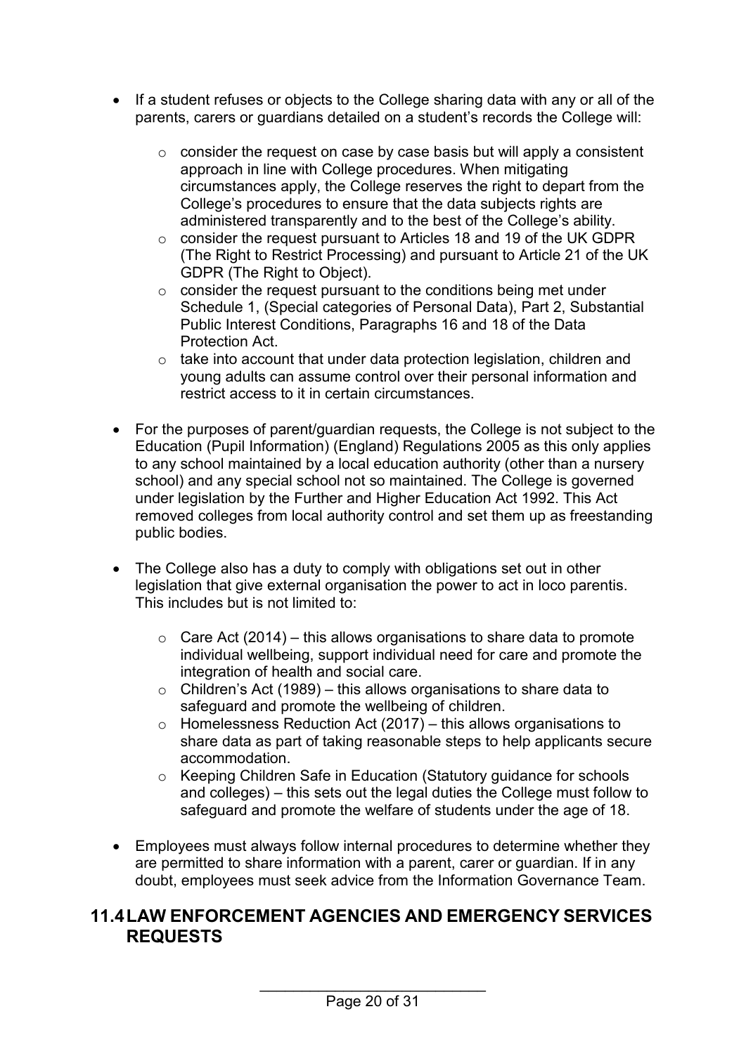- If a student refuses or objects to the College sharing data with any or all of the parents, carers or guardians detailed on a student's records the College will:
    - consider the request on case by case basis but will apply a consistent approach in line with College procedures. When mitigating circumstances apply, the College reserves the right to depart from the College's procedures to ensure that the data subjects rights are administered transparently and to the best of the College's ability.
    - consider the request pursuant to Articles 18 and 19 of the UK GDPR (The Right to Restrict Processing) and pursuant to Article 21 of the UK GDPR (The Right to Object).
    - consider the request pursuant to the conditions being met under Schedule 1, (Special categories of Personal Data), Part 2, Substantial Public Interest Conditions, Paragraphs 16 and 18 of the Data Protection Act.
    - take into account that under data protection legislation, children and young adults can assume control over their personal information and restrict access to it in certain circumstances.

- For the purposes of parent/guardian requests, the College is not subject to the Education (Pupil Information) (England) Regulations 2005 as this only applies to any school maintained by a local education authority (other than a nursery school) and any special school not so maintained. The College is governed under legislation by the Further and Higher Education Act 1992. This Act removed colleges from local authority control and set them up as freestanding public bodies.

- The College also has a duty to comply with obligations set out in other legislation that give external organisation the power to act in loco parentis. This includes but is not limited to:
    - Care Act (2014) – this allows organisations to share data to promote individual wellbeing, support individual need for care and promote the integration of health and social care.
    - Children's Act (1989) – this allows organisations to share data to safeguard and promote the wellbeing of children.
    - Homelessness Reduction Act (2017) – this allows organisations to share data as part of taking reasonable steps to help applicants secure accommodation.
    - Keeping Children Safe in Education (Statutory guidance for schools and colleges) – this sets out the legal duties the College must follow to safeguard and promote the welfare of students under the age of 18.

- Employees must always follow internal procedures to determine whether they are permitted to share information with a parent, carer or guardian. If in any doubt, employees must seek advice from the Information Governance Team.

## 11.4 LAW ENFORCEMENT AGENCIES AND EMERGENCY SERVICES REQUESTS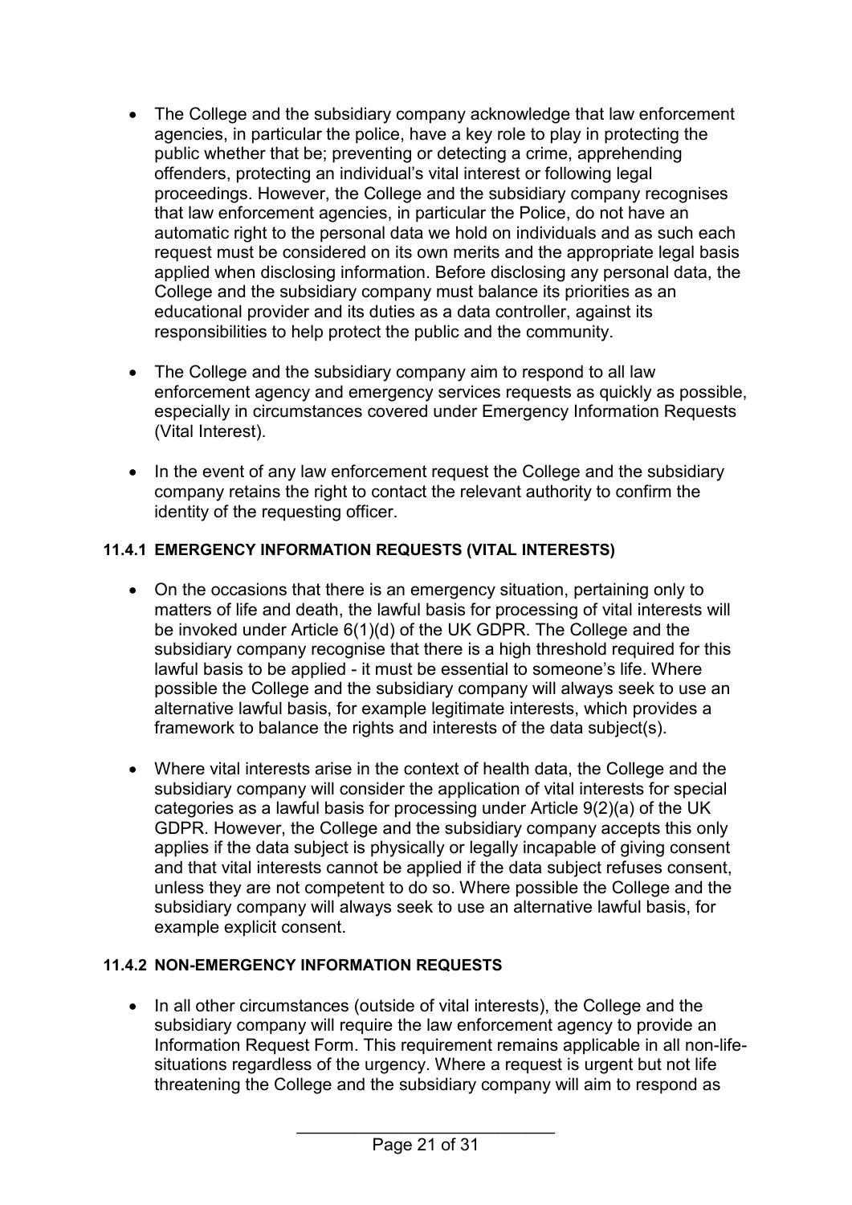- The College and the subsidiary company acknowledge that law enforcement agencies, in particular the police, have a key role to play in protecting the public whether that be; preventing or detecting a crime, apprehending offenders, protecting an individual's vital interest or following legal proceedings. However, the College and the subsidiary company recognises that law enforcement agencies, in particular the Police, do not have an automatic right to the personal data we hold on individuals and as such each request must be considered on its own merits and the appropriate legal basis applied when disclosing information. Before disclosing any personal data, the College and the subsidiary company must balance its priorities as an educational provider and its duties as a data controller, against its responsibilities to help protect the public and the community.

- The College and the subsidiary company aim to respond to all law enforcement agency and emergency services requests as quickly as possible, especially in circumstances covered under Emergency Information Requests (Vital Interest).

- In the event of any law enforcement request the College and the subsidiary company retains the right to contact the relevant authority to confirm the identity of the requesting officer.

#### 11.4.1 EMERGENCY INFORMATION REQUESTS (VITAL INTERESTS)

- On the occasions that there is an emergency situation, pertaining only to matters of life and death, the lawful basis for processing of vital interests will be invoked under Article 6(1)(d) of the UK GDPR. The College and the subsidiary company recognise that there is a high threshold required for this lawful basis to be applied - it must be essential to someone's life. Where possible the College and the subsidiary company will always seek to use an alternative lawful basis, for example legitimate interests, which provides a framework to balance the rights and interests of the data subject(s).

- Where vital interests arise in the context of health data, the College and the subsidiary company will consider the application of vital interests for special categories as a lawful basis for processing under Article 9(2)(a) of the UK GDPR. However, the College and the subsidiary company accepts this only applies if the data subject is physically or legally incapable of giving consent and that vital interests cannot be applied if the data subject refuses consent, unless they are not competent to do so. Where possible the College and the subsidiary company will always seek to use an alternative lawful basis, for example explicit consent.

#### 11.4.2 NON-EMERGENCY INFORMATION REQUESTS

- In all other circumstances (outside of vital interests), the College and the subsidiary company will require the law enforcement agency to provide an Information Request Form. This requirement remains applicable in all non-life-situations regardless of the urgency. Where a request is urgent but not life threatening the College and the subsidiary company will aim to respond as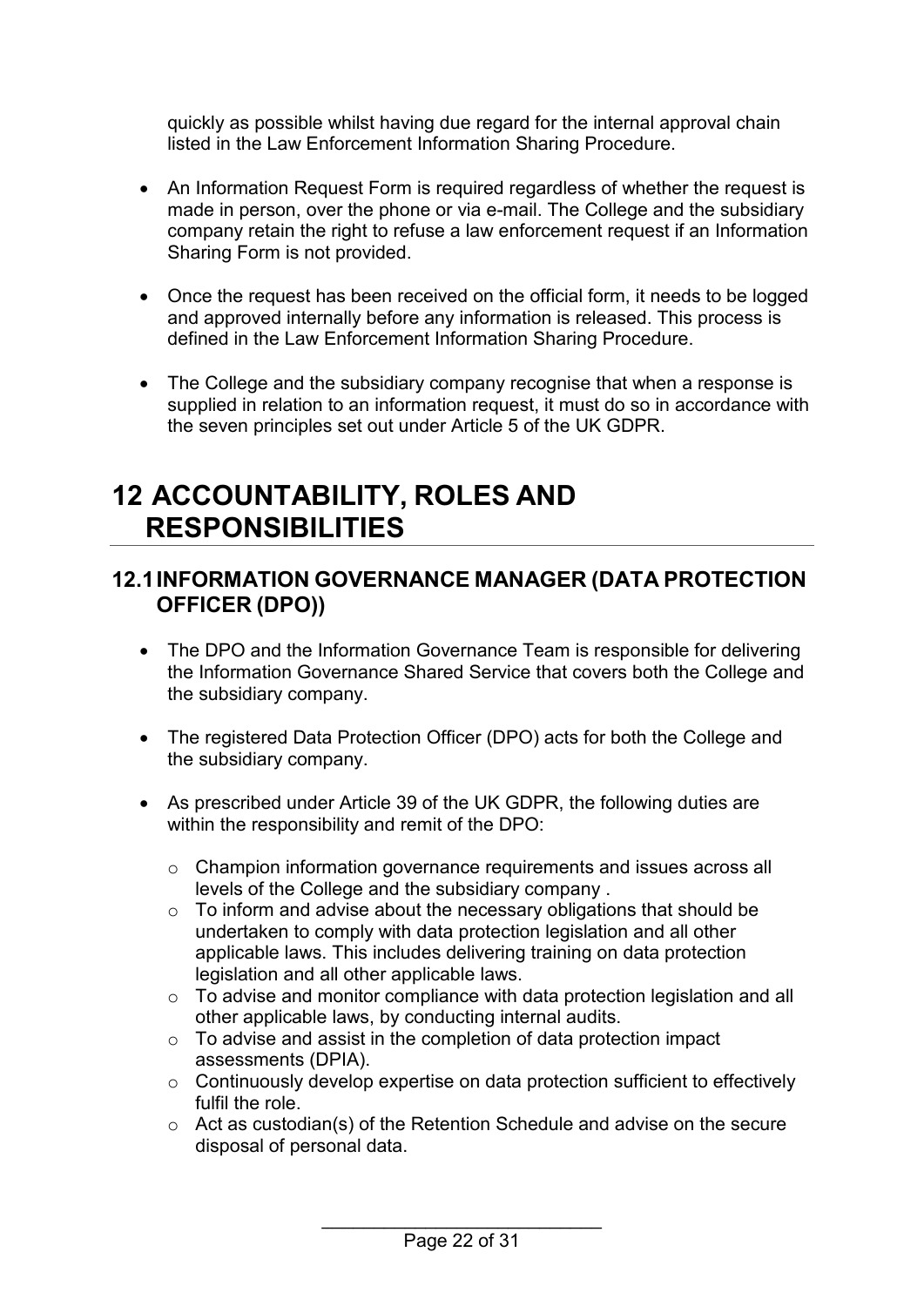quickly as possible whilst having due regard for the internal approval chain listed in the Law Enforcement Information Sharing Procedure.

- An Information Request Form is required regardless of whether the request is made in person, over the phone or via e-mail. The College and the subsidiary company retain the right to refuse a law enforcement request if an Information Sharing Form is not provided.

- Once the request has been received on the official form, it needs to be logged and approved internally before any information is released. This process is defined in the Law Enforcement Information Sharing Procedure.

- The College and the subsidiary company recognise that when a response is supplied in relation to an information request, it must do so in accordance with the seven principles set out under Article 5 of the UK GDPR.

# 12 ACCOUNTABILITY, ROLES AND RESPONSIBILITIES

## 12.1 INFORMATION GOVERNANCE MANAGER (DATA PROTECTION OFFICER (DPO))

- The DPO and the Information Governance Team is responsible for delivering the Information Governance Shared Service that covers both the College and the subsidiary company.

- The registered Data Protection Officer (DPO) acts for both the College and the subsidiary company.

- As prescribed under Article 39 of the UK GDPR, the following duties are within the responsibility and remit of the DPO:
  - Champion information governance requirements and issues across all levels of the College and the subsidiary company .
  - To inform and advise about the necessary obligations that should be undertaken to comply with data protection legislation and all other applicable laws. This includes delivering training on data protection legislation and all other applicable laws.
  - To advise and monitor compliance with data protection legislation and all other applicable laws, by conducting internal audits.
  - To advise and assist in the completion of data protection impact assessments (DPIA).
  - Continuously develop expertise on data protection sufficient to effectively fulfil the role.
  - Act as custodian(s) of the Retention Schedule and advise on the secure disposal of personal data.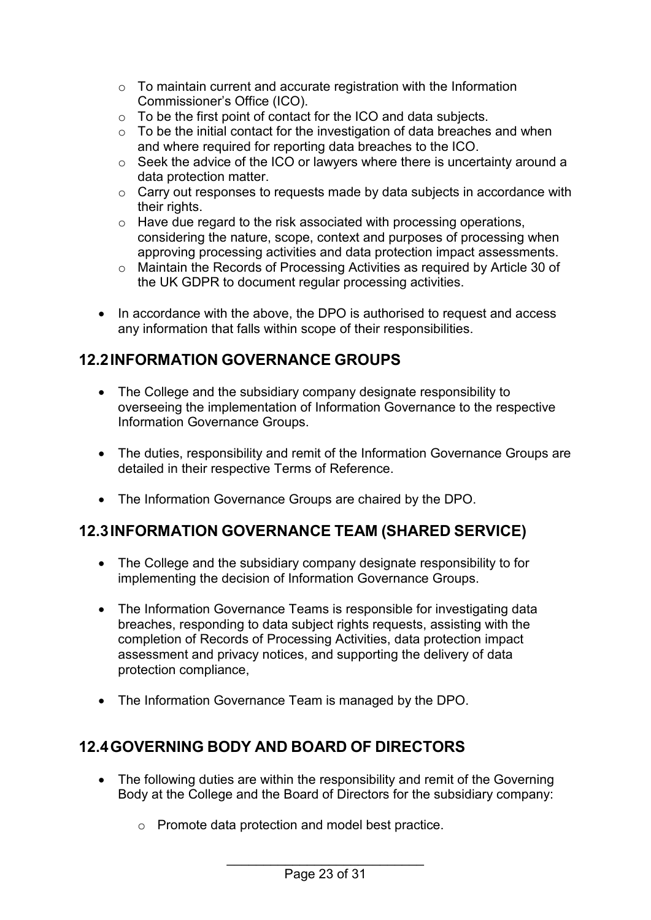- To maintain current and accurate registration with the Information Commissioner's Office (ICO).
    - To be the first point of contact for the ICO and data subjects.
    - To be the initial contact for the investigation of data breaches and when and where required for reporting data breaches to the ICO.
    - Seek the advice of the ICO or lawyers where there is uncertainty around a data protection matter.
    - Carry out responses to requests made by data subjects in accordance with their rights.
    - Have due regard to the risk associated with processing operations, considering the nature, scope, context and purposes of processing when approving processing activities and data protection impact assessments.
    - Maintain the Records of Processing Activities as required by Article 30 of the UK GDPR to document regular processing activities.

- In accordance with the above, the DPO is authorised to request and access any information that falls within scope of their responsibilities.

## 12.2 INFORMATION GOVERNANCE GROUPS

- The College and the subsidiary company designate responsibility to overseeing the implementation of Information Governance to the respective Information Governance Groups.

- The duties, responsibility and remit of the Information Governance Groups are detailed in their respective Terms of Reference.

- The Information Governance Groups are chaired by the DPO.

## 12.3 INFORMATION GOVERNANCE TEAM (SHARED SERVICE)

- The College and the subsidiary company designate responsibility to for implementing the decision of Information Governance Groups.

- The Information Governance Teams is responsible for investigating data breaches, responding to data subject rights requests, assisting with the completion of Records of Processing Activities, data protection impact assessment and privacy notices, and supporting the delivery of data protection compliance,

- The Information Governance Team is managed by the DPO.

## 12.4 GOVERNING BODY AND BOARD OF DIRECTORS

- The following duties are within the responsibility and remit of the Governing Body at the College and the Board of Directors for the subsidiary company:

    - Promote data protection and model best practice.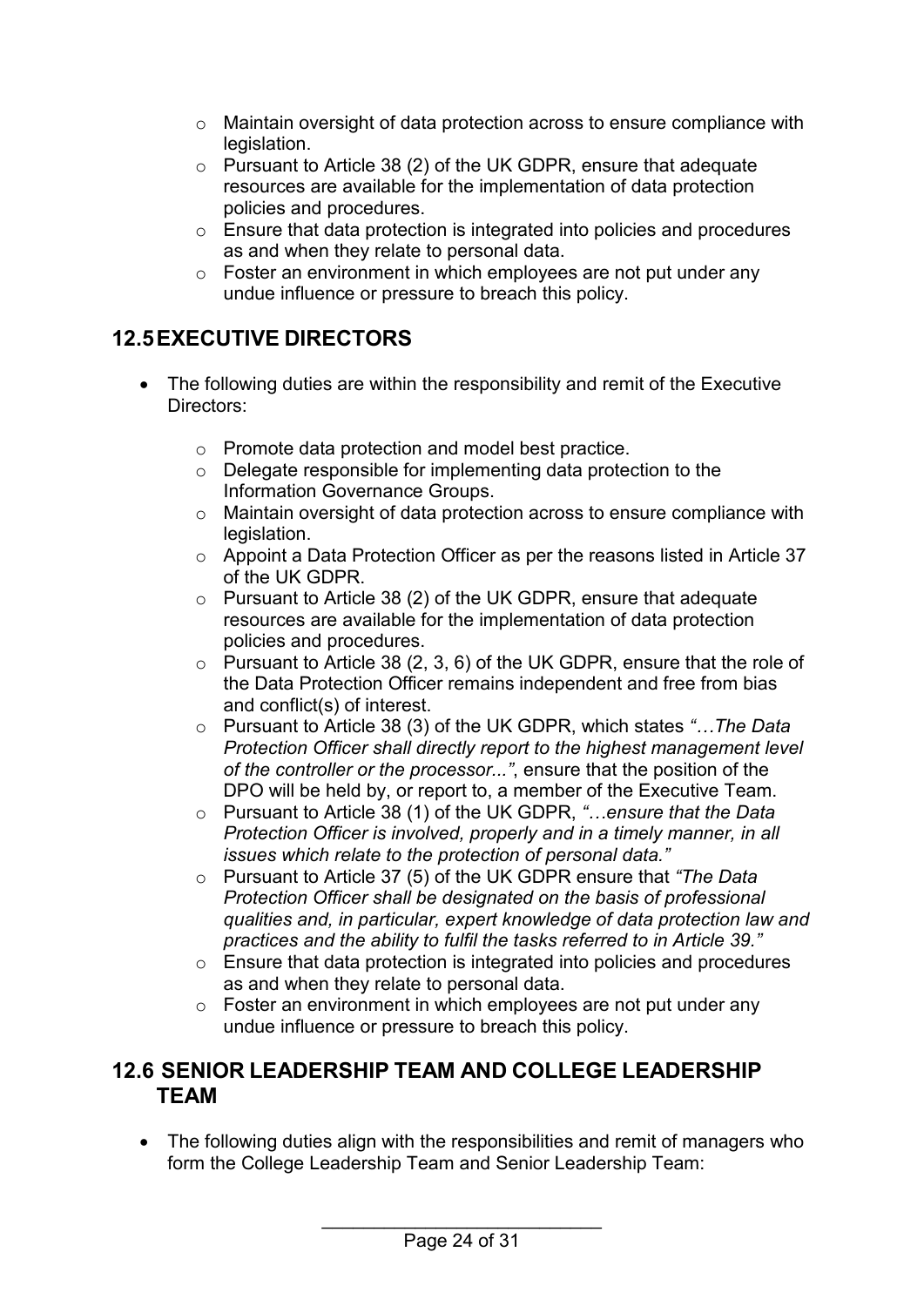- Maintain oversight of data protection across to ensure compliance with legislation.
- Pursuant to Article 38 (2) of the UK GDPR, ensure that adequate resources are available for the implementation of data protection policies and procedures.
- Ensure that data protection is integrated into policies and procedures as and when they relate to personal data.
- Foster an environment in which employees are not put under any undue influence or pressure to breach this policy.

## 12.5 EXECUTIVE DIRECTORS

- The following duties are within the responsibility and remit of the Executive Directors:
  - Promote data protection and model best practice.
  - Delegate responsible for implementing data protection to the Information Governance Groups.
  - Maintain oversight of data protection across to ensure compliance with legislation.
  - Appoint a Data Protection Officer as per the reasons listed in Article 37 of the UK GDPR.
  - Pursuant to Article 38 (2) of the UK GDPR, ensure that adequate resources are available for the implementation of data protection policies and procedures.
  - Pursuant to Article 38 (2, 3, 6) of the UK GDPR, ensure that the role of the Data Protection Officer remains independent and free from bias and conflict(s) of interest.
  - Pursuant to Article 38 (3) of the UK GDPR, which states *"…The Data Protection Officer shall directly report to the highest management level of the controller or the processor..."*, ensure that the position of the DPO will be held by, or report to, a member of the Executive Team.
  - Pursuant to Article 38 (1) of the UK GDPR, *"…ensure that the Data Protection Officer is involved, properly and in a timely manner, in all issues which relate to the protection of personal data."*
  - Pursuant to Article 37 (5) of the UK GDPR ensure that *"The Data Protection Officer shall be designated on the basis of professional qualities and, in particular, expert knowledge of data protection law and practices and the ability to fulfil the tasks referred to in Article 39."*
  - Ensure that data protection is integrated into policies and procedures as and when they relate to personal data.
  - Foster an environment in which employees are not put under any undue influence or pressure to breach this policy.

## 12.6 SENIOR LEADERSHIP TEAM AND COLLEGE LEADERSHIP TEAM

- The following duties align with the responsibilities and remit of managers who form the College Leadership Team and Senior Leadership Team: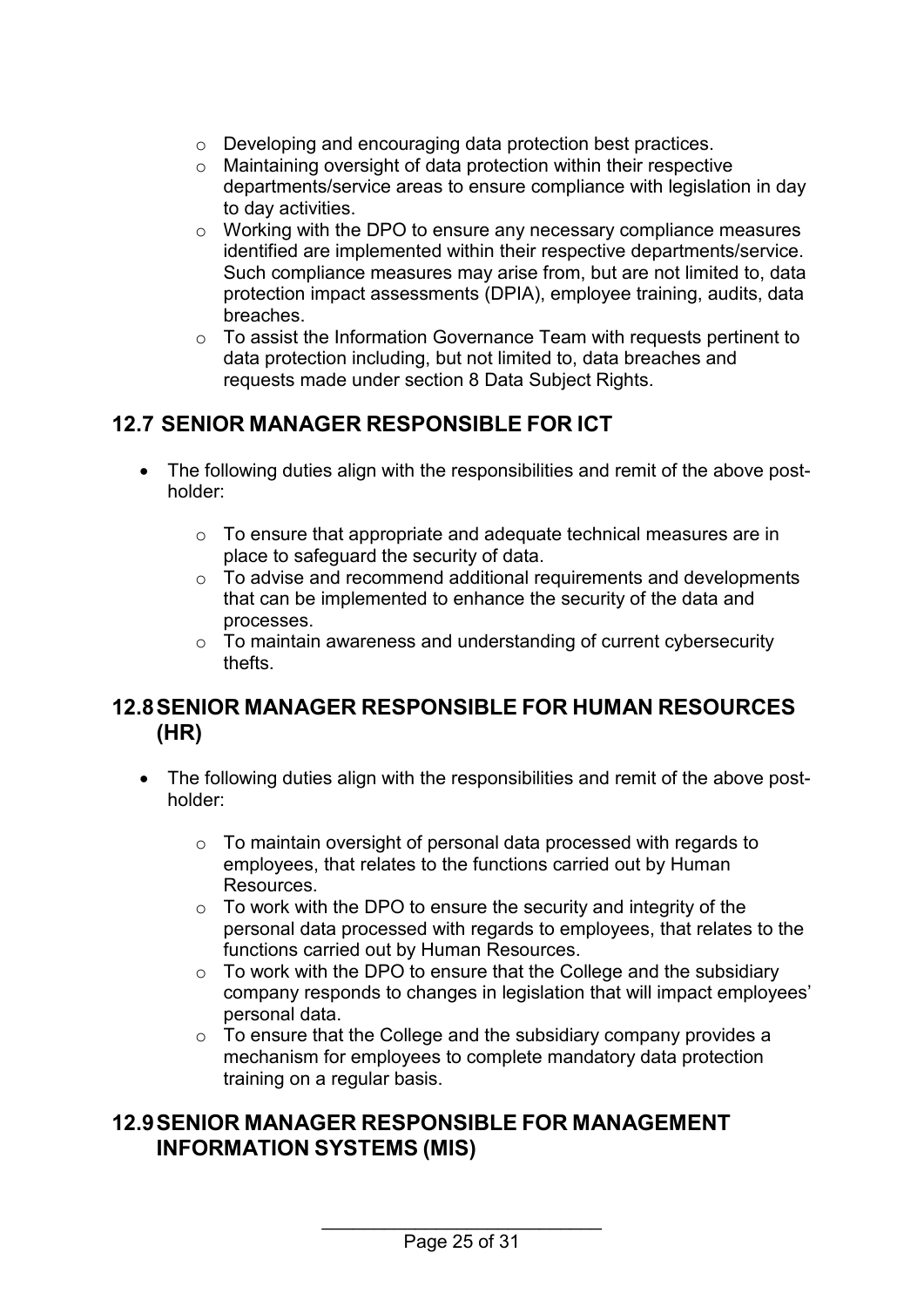- Developing and encouraging data protection best practices.
- Maintaining oversight of data protection within their respective departments/service areas to ensure compliance with legislation in day to day activities.
- Working with the DPO to ensure any necessary compliance measures identified are implemented within their respective departments/service. Such compliance measures may arise from, but are not limited to, data protection impact assessments (DPIA), employee training, audits, data breaches.
- To assist the Information Governance Team with requests pertinent to data protection including, but not limited to, data breaches and requests made under section 8 Data Subject Rights.

## 12.7 SENIOR MANAGER RESPONSIBLE FOR ICT

- The following duties align with the responsibilities and remit of the above post-holder:
  - To ensure that appropriate and adequate technical measures are in place to safeguard the security of data.
  - To advise and recommend additional requirements and developments that can be implemented to enhance the security of the data and processes.
  - To maintain awareness and understanding of current cybersecurity thefts.

## 12.8 SENIOR MANAGER RESPONSIBLE FOR HUMAN RESOURCES (HR)

- The following duties align with the responsibilities and remit of the above post-holder:
  - To maintain oversight of personal data processed with regards to employees, that relates to the functions carried out by Human Resources.
  - To work with the DPO to ensure the security and integrity of the personal data processed with regards to employees, that relates to the functions carried out by Human Resources.
  - To work with the DPO to ensure that the College and the subsidiary company responds to changes in legislation that will impact employees' personal data.
  - To ensure that the College and the subsidiary company provides a mechanism for employees to complete mandatory data protection training on a regular basis.

## 12.9 SENIOR MANAGER RESPONSIBLE FOR MANAGEMENT INFORMATION SYSTEMS (MIS)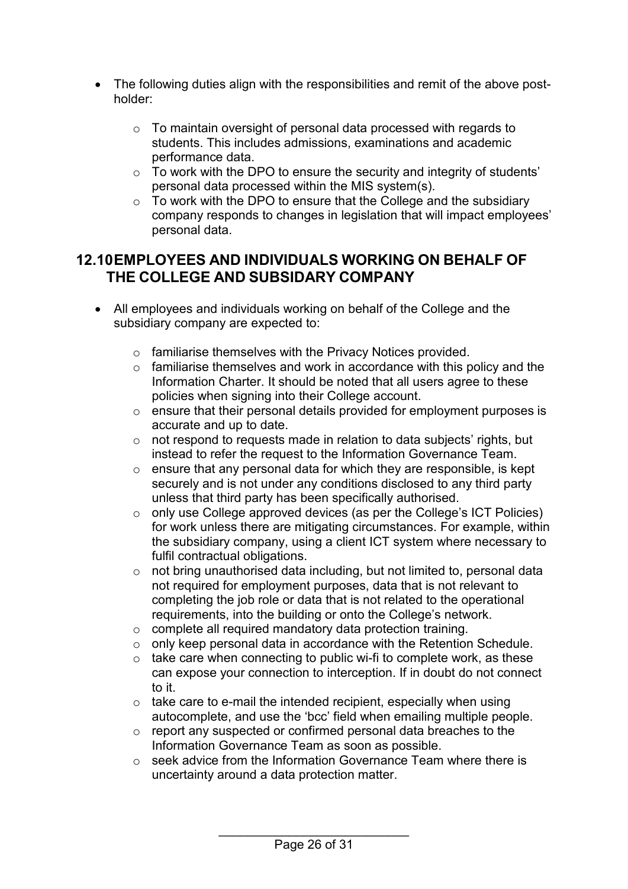- The following duties align with the responsibilities and remit of the above post-holder:
  - To maintain oversight of personal data processed with regards to students. This includes admissions, examinations and academic performance data.
  - To work with the DPO to ensure the security and integrity of students' personal data processed within the MIS system(s).
  - To work with the DPO to ensure that the College and the subsidiary company responds to changes in legislation that will impact employees' personal data.

## 12.10 EMPLOYEES AND INDIVIDUALS WORKING ON BEHALF OF THE COLLEGE AND SUBSIDARY COMPANY

- All employees and individuals working on behalf of the College and the subsidiary company are expected to:
  - familiarise themselves with the Privacy Notices provided.
  - familiarise themselves and work in accordance with this policy and the Information Charter. It should be noted that all users agree to these policies when signing into their College account.
  - ensure that their personal details provided for employment purposes is accurate and up to date.
  - not respond to requests made in relation to data subjects' rights, but instead to refer the request to the Information Governance Team.
  - ensure that any personal data for which they are responsible, is kept securely and is not under any conditions disclosed to any third party unless that third party has been specifically authorised.
  - only use College approved devices (as per the College's ICT Policies) for work unless there are mitigating circumstances. For example, within the subsidiary company, using a client ICT system where necessary to fulfil contractual obligations.
  - not bring unauthorised data including, but not limited to, personal data not required for employment purposes, data that is not relevant to completing the job role or data that is not related to the operational requirements, into the building or onto the College's network.
  - complete all required mandatory data protection training.
  - only keep personal data in accordance with the Retention Schedule.
  - take care when connecting to public wi-fi to complete work, as these can expose your connection to interception. If in doubt do not connect to it.
  - take care to e-mail the intended recipient, especially when using autocomplete, and use the 'bcc' field when emailing multiple people.
  - report any suspected or confirmed personal data breaches to the Information Governance Team as soon as possible.
  - seek advice from the Information Governance Team where there is uncertainty around a data protection matter.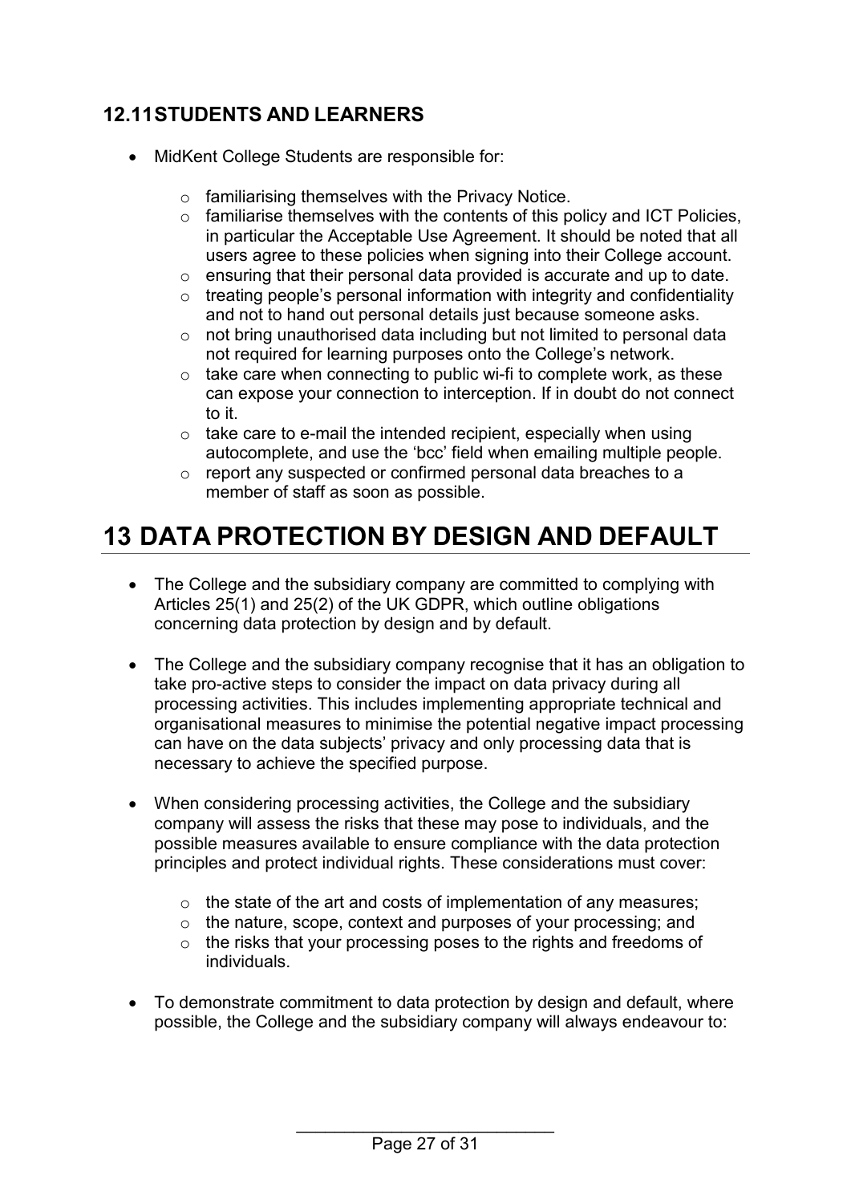### 12.11 STUDENTS AND LEARNERS

- MidKent College Students are responsible for:
  - familiarising themselves with the Privacy Notice.
  - familiarise themselves with the contents of this policy and ICT Policies, in particular the Acceptable Use Agreement. It should be noted that all users agree to these policies when signing into their College account.
  - ensuring that their personal data provided is accurate and up to date.
  - treating people's personal information with integrity and confidentiality and not to hand out personal details just because someone asks.
  - not bring unauthorised data including but not limited to personal data not required for learning purposes onto the College's network.
  - take care when connecting to public wi-fi to complete work, as these can expose your connection to interception. If in doubt do not connect to it.
  - take care to e-mail the intended recipient, especially when using autocomplete, and use the 'bcc' field when emailing multiple people.
  - report any suspected or confirmed personal data breaches to a member of staff as soon as possible.

# 13 DATA PROTECTION BY DESIGN AND DEFAULT

- The College and the subsidiary company are committed to complying with Articles 25(1) and 25(2) of the UK GDPR, which outline obligations concerning data protection by design and by default.

- The College and the subsidiary company recognise that it has an obligation to take pro-active steps to consider the impact on data privacy during all processing activities. This includes implementing appropriate technical and organisational measures to minimise the potential negative impact processing can have on the data subjects' privacy and only processing data that is necessary to achieve the specified purpose.

- When considering processing activities, the College and the subsidiary company will assess the risks that these may pose to individuals, and the possible measures available to ensure compliance with the data protection principles and protect individual rights. These considerations must cover:
  - the state of the art and costs of implementation of any measures;
  - the nature, scope, context and purposes of your processing; and
  - the risks that your processing poses to the rights and freedoms of individuals.

- To demonstrate commitment to data protection by design and default, where possible, the College and the subsidiary company will always endeavour to: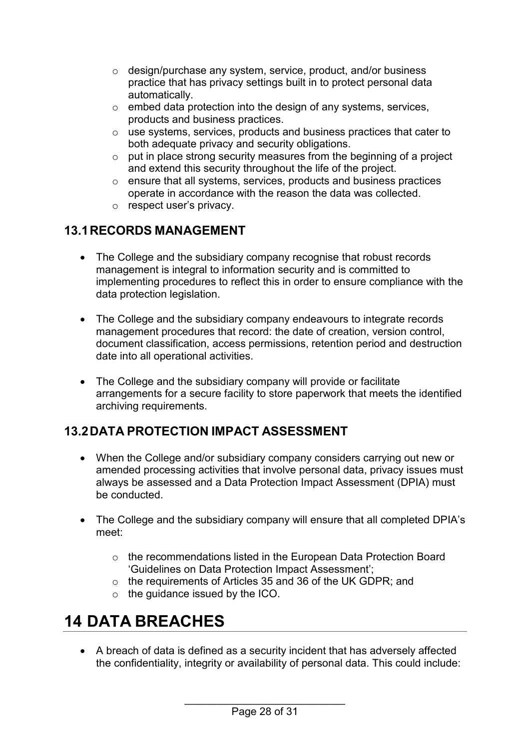- design/purchase any system, service, product, and/or business practice that has privacy settings built in to protect personal data automatically.
    - embed data protection into the design of any systems, services, products and business practices.
    - use systems, services, products and business practices that cater to both adequate privacy and security obligations.
    - put in place strong security measures from the beginning of a project and extend this security throughout the life of the project.
    - ensure that all systems, services, products and business practices operate in accordance with the reason the data was collected.
    - respect user's privacy.

## 13.1 RECORDS MANAGEMENT

- The College and the subsidiary company recognise that robust records management is integral to information security and is committed to implementing procedures to reflect this in order to ensure compliance with the data protection legislation.

- The College and the subsidiary company endeavours to integrate records management procedures that record: the date of creation, version control, document classification, access permissions, retention period and destruction date into all operational activities.

- The College and the subsidiary company will provide or facilitate arrangements for a secure facility to store paperwork that meets the identified archiving requirements.

## 13.2 DATA PROTECTION IMPACT ASSESSMENT

- When the College and/or subsidiary company considers carrying out new or amended processing activities that involve personal data, privacy issues must always be assessed and a Data Protection Impact Assessment (DPIA) must be conducted.

- The College and the subsidiary company will ensure that all completed DPIA's meet:

    - the recommendations listed in the European Data Protection Board 'Guidelines on Data Protection Impact Assessment';
    - the requirements of Articles 35 and 36 of the UK GDPR; and
    - the guidance issued by the ICO.

# 14 DATA BREACHES

- A breach of data is defined as a security incident that has adversely affected the confidentiality, integrity or availability of personal data. This could include: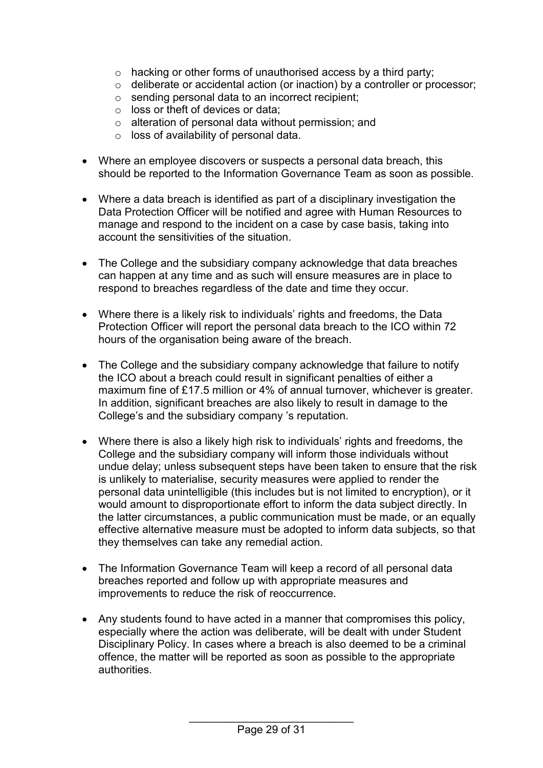- hacking or other forms of unauthorised access by a third party;
  - deliberate or accidental action (or inaction) by a controller or processor;
  - sending personal data to an incorrect recipient;
  - loss or theft of devices or data;
  - alteration of personal data without permission; and
  - loss of availability of personal data.

- Where an employee discovers or suspects a personal data breach, this should be reported to the Information Governance Team as soon as possible.

- Where a data breach is identified as part of a disciplinary investigation the Data Protection Officer will be notified and agree with Human Resources to manage and respond to the incident on a case by case basis, taking into account the sensitivities of the situation.

- The College and the subsidiary company acknowledge that data breaches can happen at any time and as such will ensure measures are in place to respond to breaches regardless of the date and time they occur.

- Where there is a likely risk to individuals' rights and freedoms, the Data Protection Officer will report the personal data breach to the ICO within 72 hours of the organisation being aware of the breach.

- The College and the subsidiary company acknowledge that failure to notify the ICO about a breach could result in significant penalties of either a maximum fine of £17.5 million or 4% of annual turnover, whichever is greater. In addition, significant breaches are also likely to result in damage to the College's and the subsidiary company 's reputation.

- Where there is also a likely high risk to individuals' rights and freedoms, the College and the subsidiary company will inform those individuals without undue delay; unless subsequent steps have been taken to ensure that the risk is unlikely to materialise, security measures were applied to render the personal data unintelligible (this includes but is not limited to encryption), or it would amount to disproportionate effort to inform the data subject directly. In the latter circumstances, a public communication must be made, or an equally effective alternative measure must be adopted to inform data subjects, so that they themselves can take any remedial action.

- The Information Governance Team will keep a record of all personal data breaches reported and follow up with appropriate measures and improvements to reduce the risk of reoccurrence.

- Any students found to have acted in a manner that compromises this policy, especially where the action was deliberate, will be dealt with under Student Disciplinary Policy. In cases where a breach is also deemed to be a criminal offence, the matter will be reported as soon as possible to the appropriate authorities.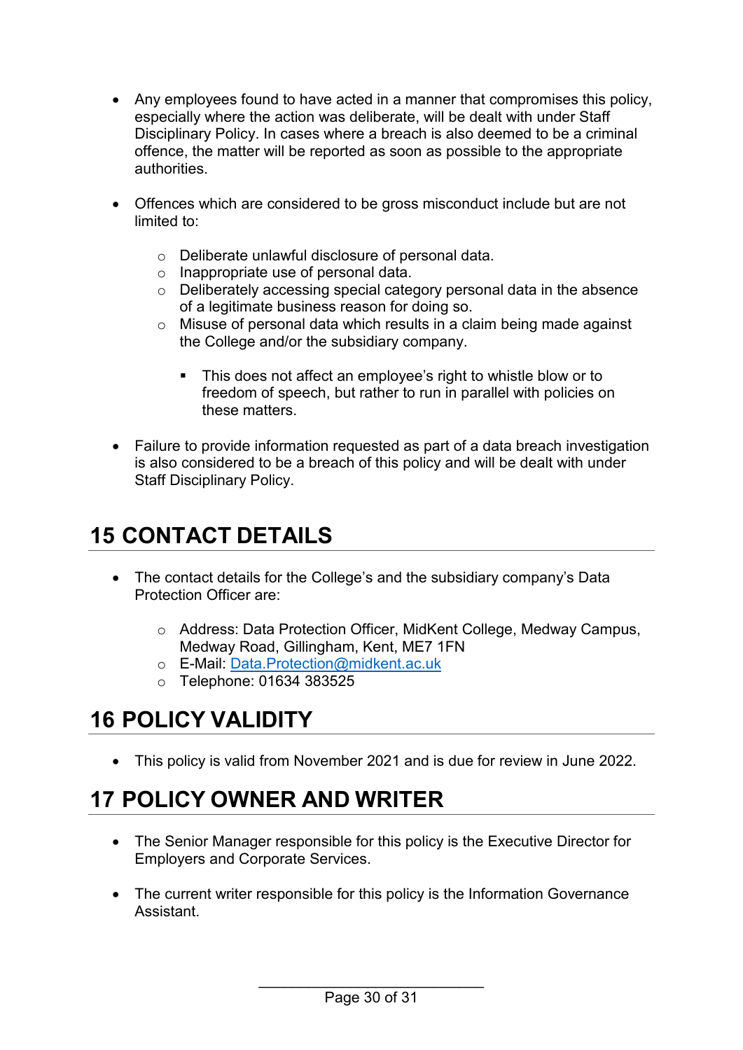- Any employees found to have acted in a manner that compromises this policy, especially where the action was deliberate, will be dealt with under Staff Disciplinary Policy. In cases where a breach is also deemed to be a criminal offence, the matter will be reported as soon as possible to the appropriate authorities.

- Offences which are considered to be gross misconduct include but are not limited to:

  - Deliberate unlawful disclosure of personal data.
  - Inappropriate use of personal data.
  - Deliberately accessing special category personal data in the absence of a legitimate business reason for doing so.
  - Misuse of personal data which results in a claim being made against the College and/or the subsidiary company.

    - This does not affect an employee's right to whistle blow or to freedom of speech, but rather to run in parallel with policies on these matters.

- Failure to provide information requested as part of a data breach investigation is also considered to be a breach of this policy and will be dealt with under Staff Disciplinary Policy.

# 15 CONTACT DETAILS

- The contact details for the College's and the subsidiary company's Data Protection Officer are:

  - Address: Data Protection Officer, MidKent College, Medway Campus, Medway Road, Gillingham, Kent, ME7 1FN
  - E-Mail: Data.Protection@midkent.ac.uk
  - Telephone: 01634 383525

# 16 POLICY VALIDITY

- This policy is valid from November 2021 and is due for review in June 2022.

# 17 POLICY OWNER AND WRITER

- The Senior Manager responsible for this policy is the Executive Director for Employers and Corporate Services.

- The current writer responsible for this policy is the Information Governance Assistant.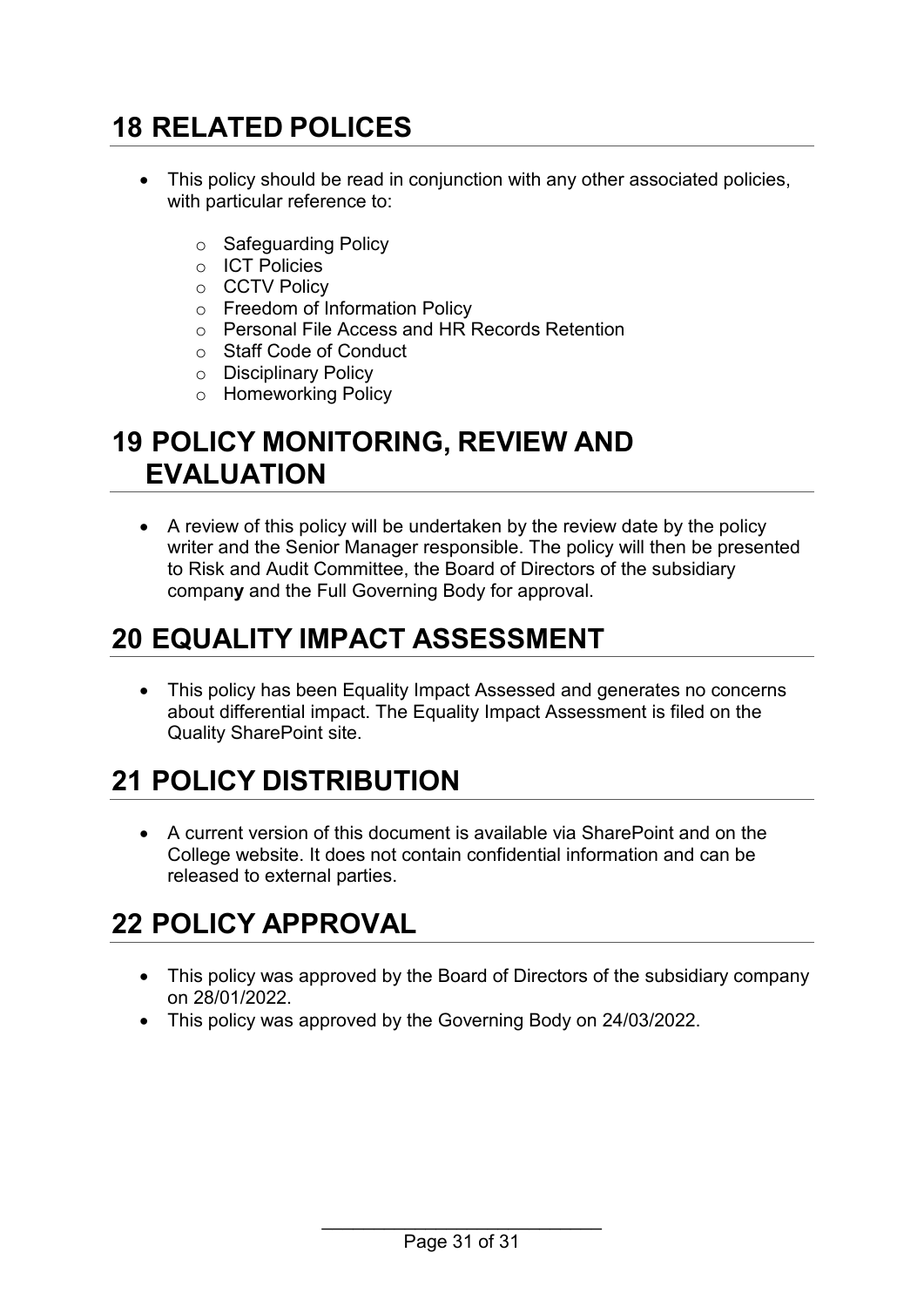# 18 RELATED POLICES

- This policy should be read in conjunction with any other associated policies, with particular reference to:
  - Safeguarding Policy
  - ICT Policies
  - CCTV Policy
  - Freedom of Information Policy
  - Personal File Access and HR Records Retention
  - Staff Code of Conduct
  - Disciplinary Policy
  - Homeworking Policy

# 19 POLICY MONITORING, REVIEW AND EVALUATION

- A review of this policy will be undertaken by the review date by the policy writer and the Senior Manager responsible. The policy will then be presented to Risk and Audit Committee, the Board of Directors of the subsidiary compan**y** and the Full Governing Body for approval.

# 20 EQUALITY IMPACT ASSESSMENT

- This policy has been Equality Impact Assessed and generates no concerns about differential impact. The Equality Impact Assessment is filed on the Quality SharePoint site.

# 21 POLICY DISTRIBUTION

- A current version of this document is available via SharePoint and on the College website. It does not contain confidential information and can be released to external parties.

# 22 POLICY APPROVAL

- This policy was approved by the Board of Directors of the subsidiary company on 28/01/2022.
- This policy was approved by the Governing Body on 24/03/2022.